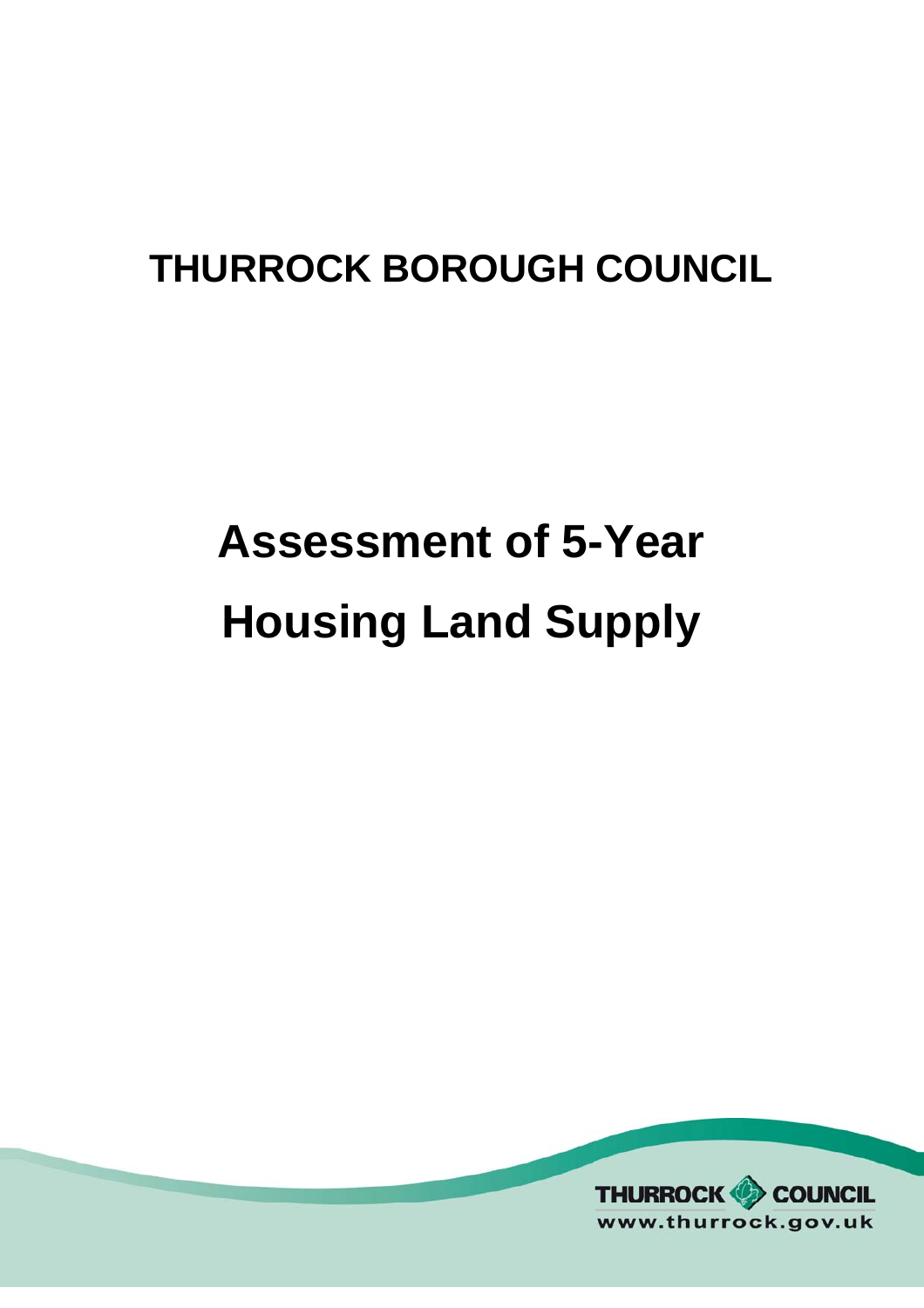# THURROCK BOROUGH COUNCIL

# Assessment of 5-Year Housing Land Supply

THURROCK COUNCIL
www.thurrock.gov.uk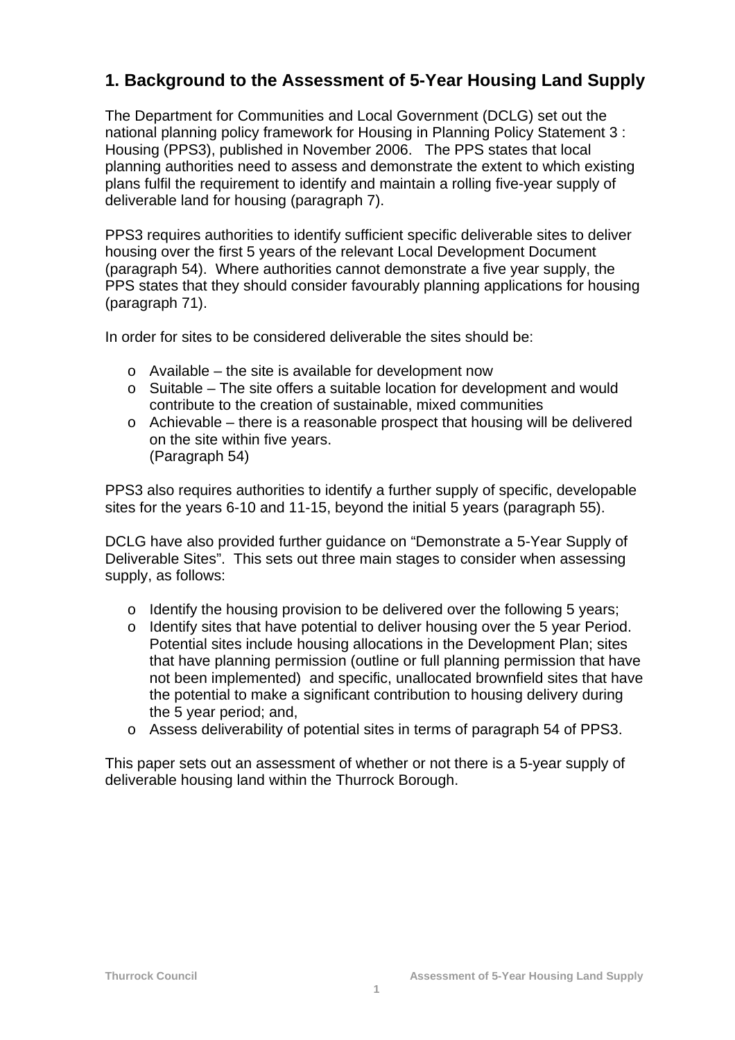## 1. Background to the Assessment of 5-Year Housing Land Supply

The Department for Communities and Local Government (DCLG) set out the national planning policy framework for Housing in Planning Policy Statement 3 : Housing (PPS3), published in November 2006. The PPS states that local planning authorities need to assess and demonstrate the extent to which existing plans fulfil the requirement to identify and maintain a rolling five-year supply of deliverable land for housing (paragraph 7).

PPS3 requires authorities to identify sufficient specific deliverable sites to deliver housing over the first 5 years of the relevant Local Development Document (paragraph 54). Where authorities cannot demonstrate a five year supply, the PPS states that they should consider favourably planning applications for housing (paragraph 71).

In order for sites to be considered deliverable the sites should be:

- Available – the site is available for development now
- Suitable – The site offers a suitable location for development and would contribute to the creation of sustainable, mixed communities
- Achievable – there is a reasonable prospect that housing will be delivered on the site within five years.
  (Paragraph 54)

PPS3 also requires authorities to identify a further supply of specific, developable sites for the years 6-10 and 11-15, beyond the initial 5 years (paragraph 55).

DCLG have also provided further guidance on "Demonstrate a 5-Year Supply of Deliverable Sites". This sets out three main stages to consider when assessing supply, as follows:

- Identify the housing provision to be delivered over the following 5 years;
- Identify sites that have potential to deliver housing over the 5 year Period. Potential sites include housing allocations in the Development Plan; sites that have planning permission (outline or full planning permission that have not been implemented) and specific, unallocated brownfield sites that have the potential to make a significant contribution to housing delivery during the 5 year period; and,
- Assess deliverability of potential sites in terms of paragraph 54 of PPS3.

This paper sets out an assessment of whether or not there is a 5-year supply of deliverable housing land within the Thurrock Borough.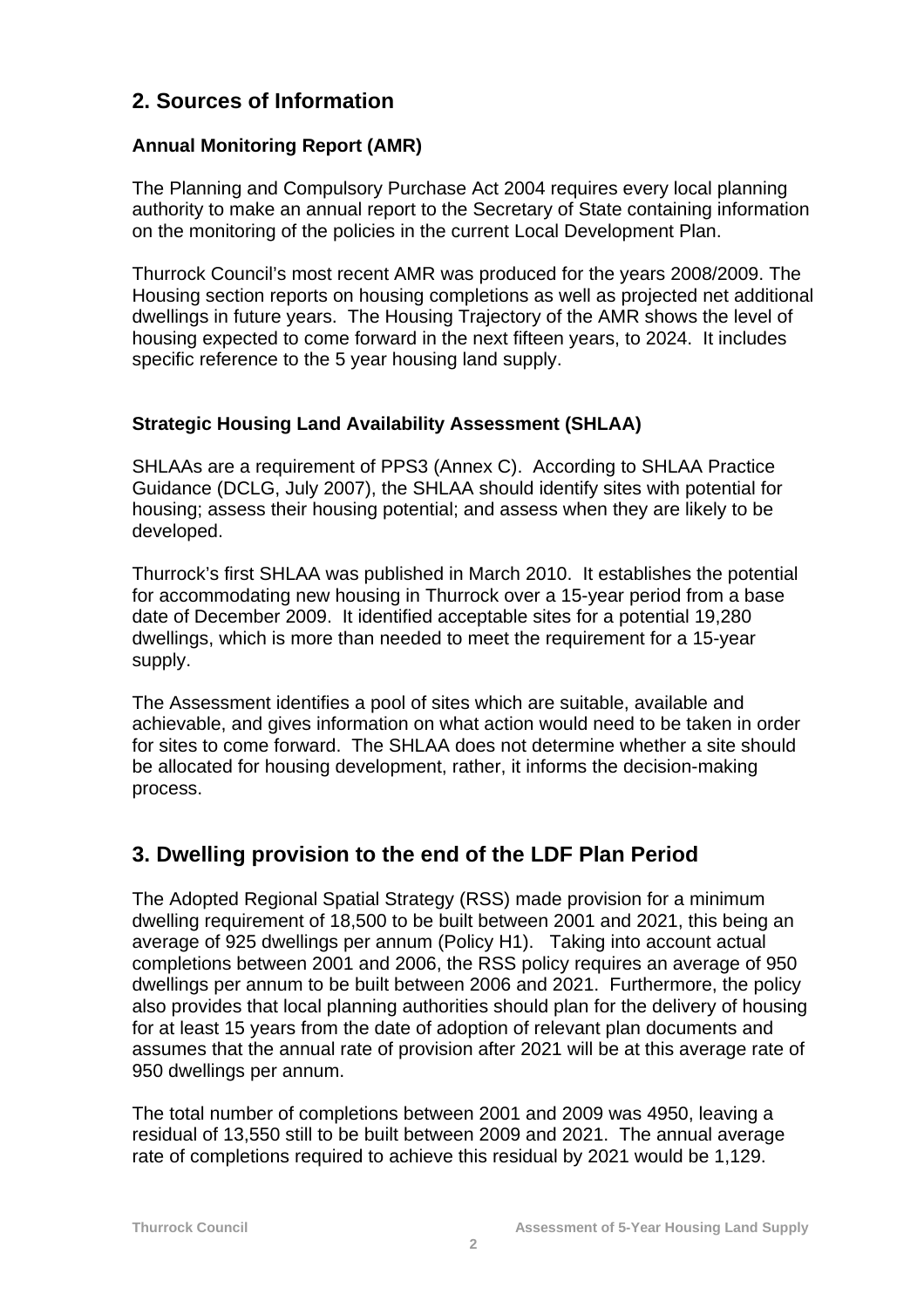## 2. Sources of Information

### Annual Monitoring Report (AMR)

The Planning and Compulsory Purchase Act 2004 requires every local planning authority to make an annual report to the Secretary of State containing information on the monitoring of the policies in the current Local Development Plan.

Thurrock Council's most recent AMR was produced for the years 2008/2009. The Housing section reports on housing completions as well as projected net additional dwellings in future years. The Housing Trajectory of the AMR shows the level of housing expected to come forward in the next fifteen years, to 2024. It includes specific reference to the 5 year housing land supply.

### Strategic Housing Land Availability Assessment (SHLAA)

SHLAAs are a requirement of PPS3 (Annex C). According to SHLAA Practice Guidance (DCLG, July 2007), the SHLAA should identify sites with potential for housing; assess their housing potential; and assess when they are likely to be developed.

Thurrock's first SHLAA was published in March 2010. It establishes the potential for accommodating new housing in Thurrock over a 15-year period from a base date of December 2009. It identified acceptable sites for a potential 19,280 dwellings, which is more than needed to meet the requirement for a 15-year supply.

The Assessment identifies a pool of sites which are suitable, available and achievable, and gives information on what action would need to be taken in order for sites to come forward. The SHLAA does not determine whether a site should be allocated for housing development, rather, it informs the decision-making process.

## 3. Dwelling provision to the end of the LDF Plan Period

The Adopted Regional Spatial Strategy (RSS) made provision for a minimum dwelling requirement of 18,500 to be built between 2001 and 2021, this being an average of 925 dwellings per annum (Policy H1). Taking into account actual completions between 2001 and 2006, the RSS policy requires an average of 950 dwellings per annum to be built between 2006 and 2021. Furthermore, the policy also provides that local planning authorities should plan for the delivery of housing for at least 15 years from the date of adoption of relevant plan documents and assumes that the annual rate of provision after 2021 will be at this average rate of 950 dwellings per annum.

The total number of completions between 2001 and 2009 was 4950, leaving a residual of 13,550 still to be built between 2009 and 2021. The annual average rate of completions required to achieve this residual by 2021 would be 1,129.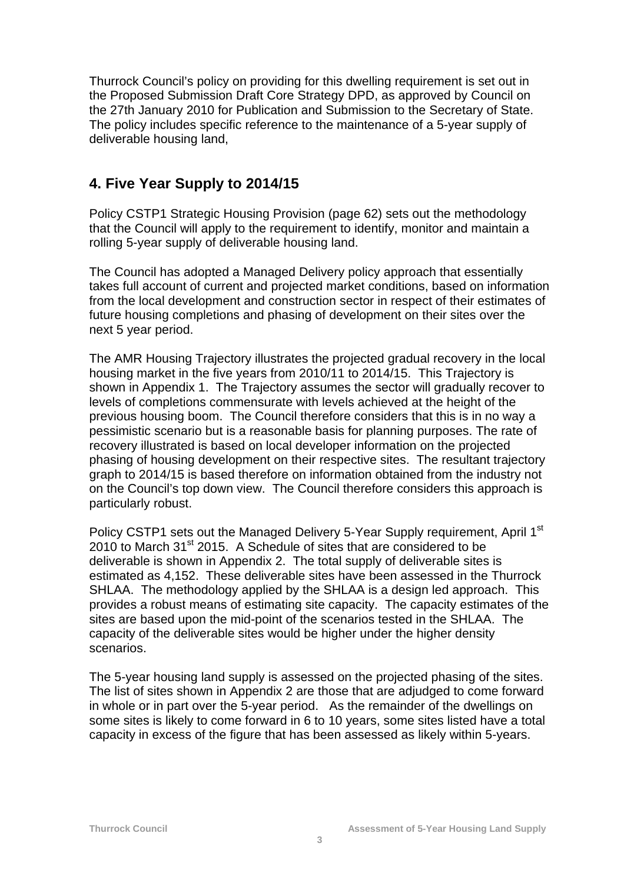Thurrock Council's policy on providing for this dwelling requirement is set out in the Proposed Submission Draft Core Strategy DPD, as approved by Council on the 27th January 2010 for Publication and Submission to the Secretary of State. The policy includes specific reference to the maintenance of a 5-year supply of deliverable housing land,

## 4. Five Year Supply to 2014/15

Policy CSTP1 Strategic Housing Provision (page 62) sets out the methodology that the Council will apply to the requirement to identify, monitor and maintain a rolling 5-year supply of deliverable housing land.

The Council has adopted a Managed Delivery policy approach that essentially takes full account of current and projected market conditions, based on information from the local development and construction sector in respect of their estimates of future housing completions and phasing of development on their sites over the next 5 year period.

The AMR Housing Trajectory illustrates the projected gradual recovery in the local housing market in the five years from 2010/11 to 2014/15. This Trajectory is shown in Appendix 1. The Trajectory assumes the sector will gradually recover to levels of completions commensurate with levels achieved at the height of the previous housing boom. The Council therefore considers that this is in no way a pessimistic scenario but is a reasonable basis for planning purposes. The rate of recovery illustrated is based on local developer information on the projected phasing of housing development on their respective sites. The resultant trajectory graph to 2014/15 is based therefore on information obtained from the industry not on the Council's top down view. The Council therefore considers this approach is particularly robust.

Policy CSTP1 sets out the Managed Delivery 5-Year Supply requirement, April 1st 2010 to March 31st 2015. A Schedule of sites that are considered to be deliverable is shown in Appendix 2. The total supply of deliverable sites is estimated as 4,152. These deliverable sites have been assessed in the Thurrock SHLAA. The methodology applied by the SHLAA is a design led approach. This provides a robust means of estimating site capacity. The capacity estimates of the sites are based upon the mid-point of the scenarios tested in the SHLAA. The capacity of the deliverable sites would be higher under the higher density scenarios.

The 5-year housing land supply is assessed on the projected phasing of the sites. The list of sites shown in Appendix 2 are those that are adjudged to come forward in whole or in part over the 5-year period. As the remainder of the dwellings on some sites is likely to come forward in 6 to 10 years, some sites listed have a total capacity in excess of the figure that has been assessed as likely within 5-years.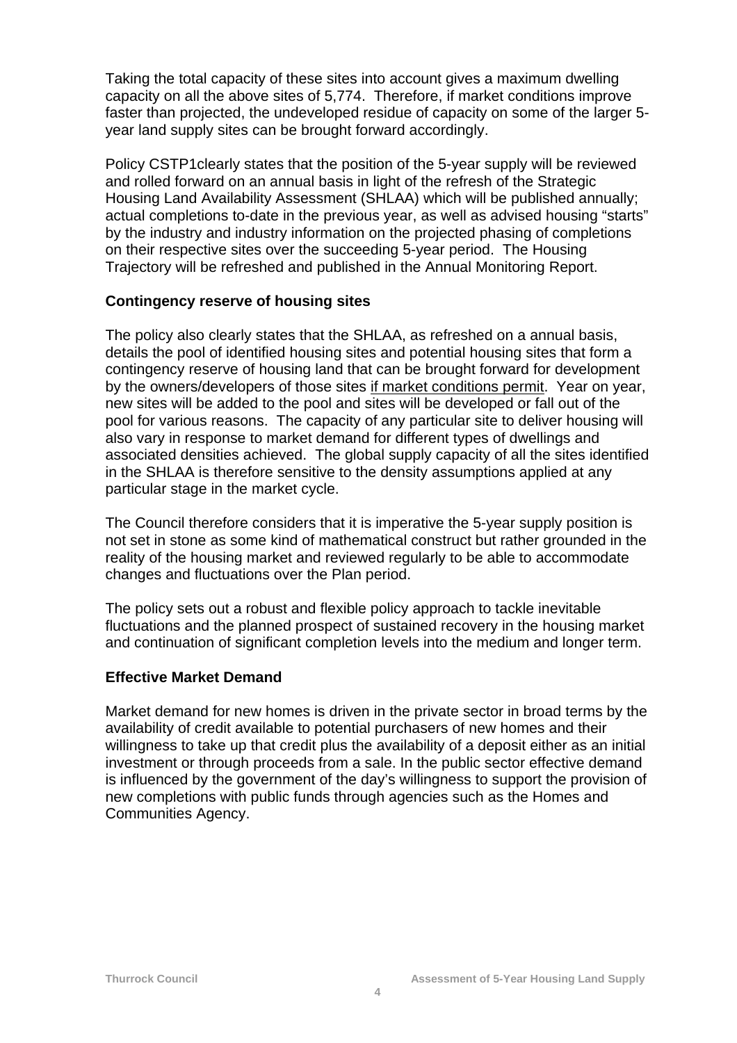Taking the total capacity of these sites into account gives a maximum dwelling capacity on all the above sites of 5,774. Therefore, if market conditions improve faster than projected, the undeveloped residue of capacity on some of the larger 5-year land supply sites can be brought forward accordingly.

Policy CSTP1clearly states that the position of the 5-year supply will be reviewed and rolled forward on an annual basis in light of the refresh of the Strategic Housing Land Availability Assessment (SHLAA) which will be published annually; actual completions to-date in the previous year, as well as advised housing "starts" by the industry and industry information on the projected phasing of completions on their respective sites over the succeeding 5-year period. The Housing Trajectory will be refreshed and published in the Annual Monitoring Report.

**Contingency reserve of housing sites**

The policy also clearly states that the SHLAA, as refreshed on a annual basis, details the pool of identified housing sites and potential housing sites that form a contingency reserve of housing land that can be brought forward for development by the owners/developers of those sites <u>if market conditions permit</u>. Year on year, new sites will be added to the pool and sites will be developed or fall out of the pool for various reasons. The capacity of any particular site to deliver housing will also vary in response to market demand for different types of dwellings and associated densities achieved. The global supply capacity of all the sites identified in the SHLAA is therefore sensitive to the density assumptions applied at any particular stage in the market cycle.

The Council therefore considers that it is imperative the 5-year supply position is not set in stone as some kind of mathematical construct but rather grounded in the reality of the housing market and reviewed regularly to be able to accommodate changes and fluctuations over the Plan period.

The policy sets out a robust and flexible policy approach to tackle inevitable fluctuations and the planned prospect of sustained recovery in the housing market and continuation of significant completion levels into the medium and longer term.

**Effective Market Demand**

Market demand for new homes is driven in the private sector in broad terms by the availability of credit available to potential purchasers of new homes and their willingness to take up that credit plus the availability of a deposit either as an initial investment or through proceeds from a sale. In the public sector effective demand is influenced by the government of the day's willingness to support the provision of new completions with public funds through agencies such as the Homes and Communities Agency.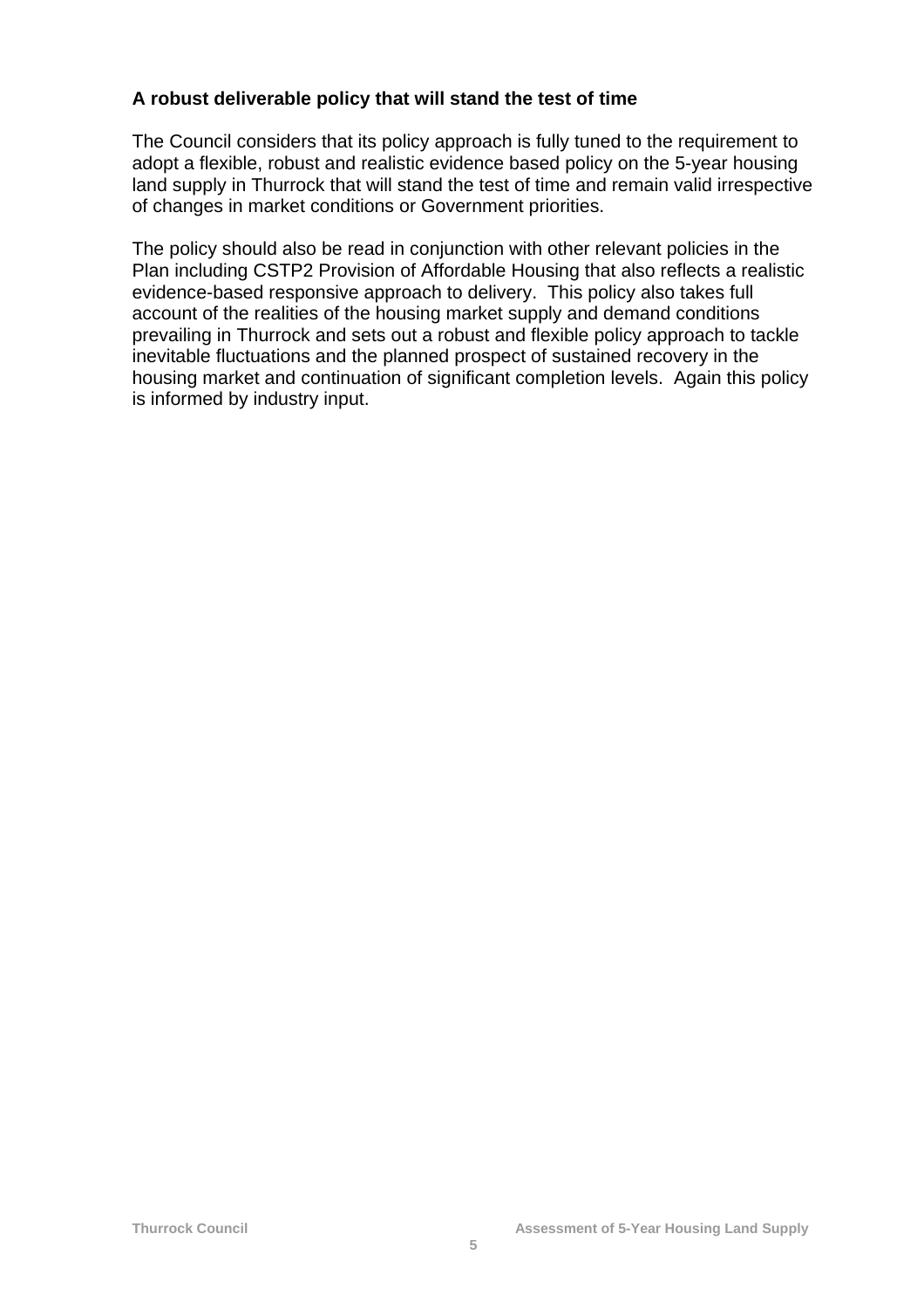**A robust deliverable policy that will stand the test of time**

The Council considers that its policy approach is fully tuned to the requirement to adopt a flexible, robust and realistic evidence based policy on the 5-year housing land supply in Thurrock that will stand the test of time and remain valid irrespective of changes in market conditions or Government priorities.

The policy should also be read in conjunction with other relevant policies in the Plan including CSTP2 Provision of Affordable Housing that also reflects a realistic evidence-based responsive approach to delivery. This policy also takes full account of the realities of the housing market supply and demand conditions prevailing in Thurrock and sets out a robust and flexible policy approach to tackle inevitable fluctuations and the planned prospect of sustained recovery in the housing market and continuation of significant completion levels. Again this policy is informed by industry input.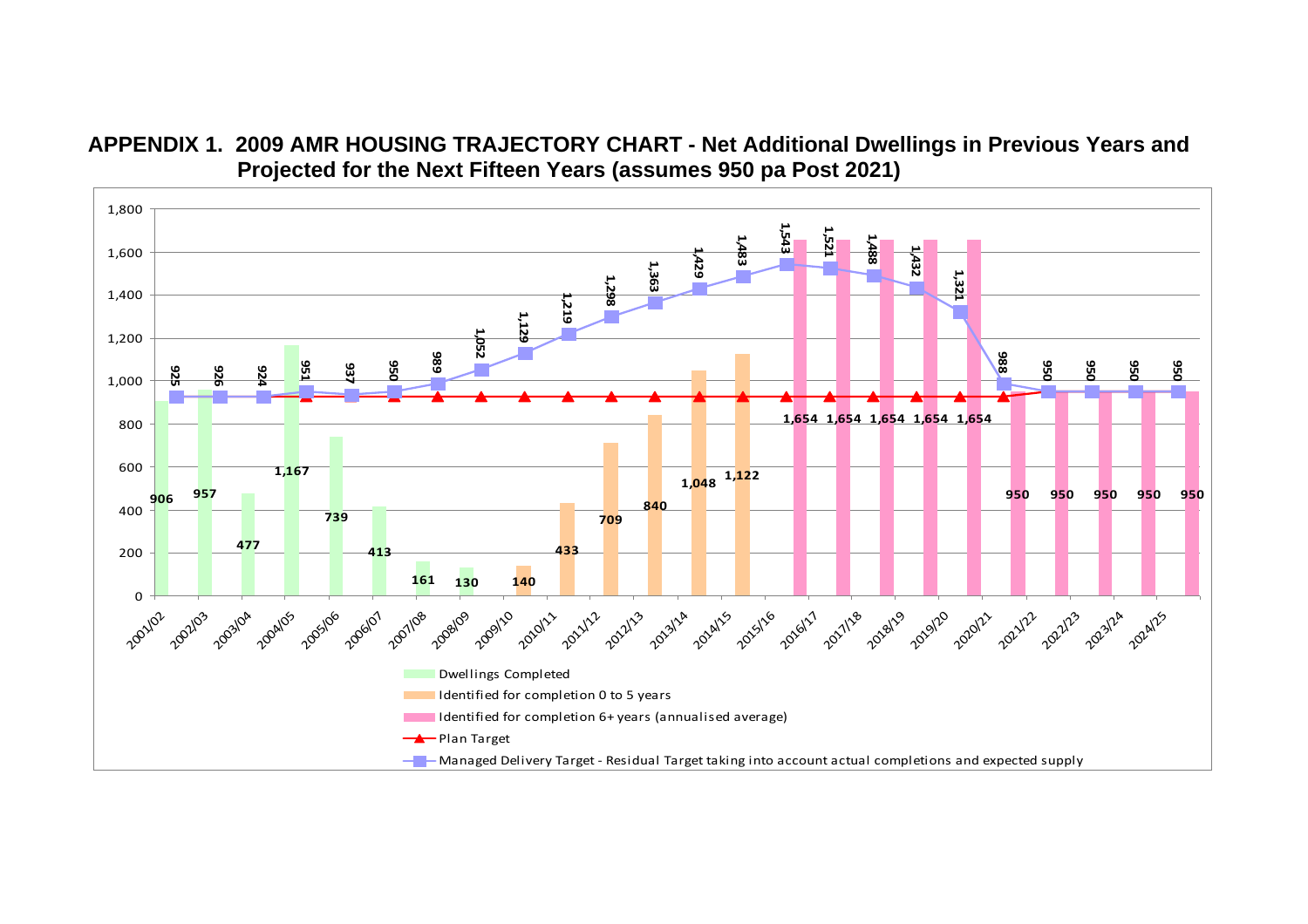# APPENDIX 1. 2009 AMR HOUSING TRAJECTORY CHART - Net Additional Dwellings in Previous Years and Projected for the Next Fifteen Years (assumes 950 pa Post 2021)

| Year | Dwellings Completed | Identified for completion 0 to 5 years | Identified for completion 6+ years (annualised average) | Managed Delivery Target |
|---|---|---|---|---|
| 2001/02 | 906 | | | 925 |
| 2002/03 | 957 | | | 926 |
| 2003/04 | 477 | | | 924 |
| 2004/05 | 1,167 | | | 951 |
| 2005/06 | 739 | | | 937 |
| 2006/07 | 413 | | | 950 |
| 2007/08 | 161 | | | 989 |
| 2008/09 | 130 | | | 1,052 |
| 2009/10 | | 140 | | 1,129 |
| 2010/11 | | 433 | | 1,219 |
| 2011/12 | | 709 | | 1,298 |
| 2012/13 | | 840 | | 1,363 |
| 2013/14 | | 1,048 | | 1,429 |
| 2014/15 | | 1,122 | | 1,483 |
| 2015/16 | | | 1,654 | 1,543 |
| 2016/17 | | | 1,654 | 1,521 |
| 2017/18 | | | 1,654 | 1,488 |
| 2018/19 | | | 1,654 | 1,432 |
| 2019/20 | | | 1,654 | 1,321 |
| 2020/21 | | | 950 | 988 |
| 2021/22 | | | 950 | 950 |
| 2022/23 | | | 950 | 950 |
| 2023/24 | | | 950 | 950 |
| 2024/25 | | | 950 | 950 |

Legend:
- Dwellings Completed
- Identified for completion 0 to 5 years
- Identified for completion 6+ years (annualised average)
- Plan Target
- Managed Delivery Target - Residual Target taking into account actual completions and expected supply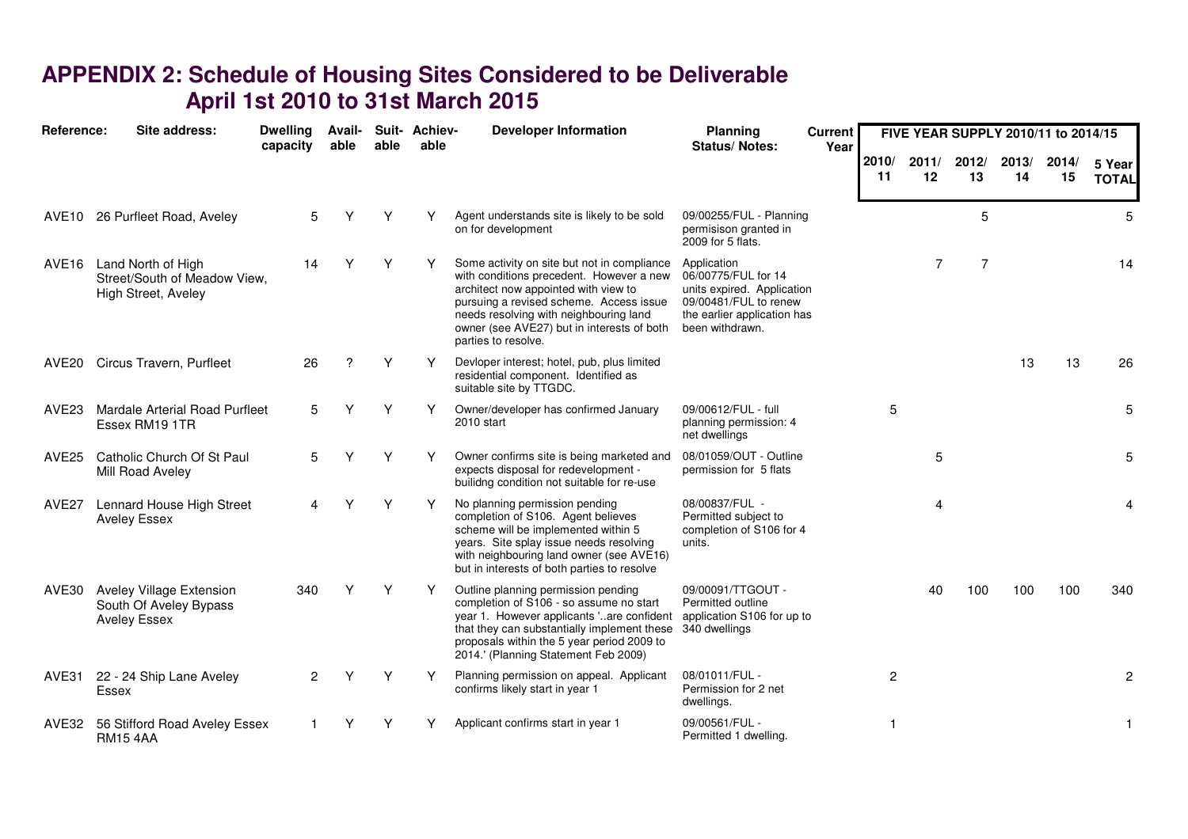# APPENDIX 2: Schedule of Housing Sites Considered to be Deliverable
## April 1st 2010 to 31st March 2015

| Reference: | Site address: | Dwelling capacity | Avail-able | Suit-able | Achiev-able | Developer Information | Planning Status/ Notes: | Current Year | FIVE YEAR SUPPLY 2010/11 to 2014/15 | | | | | |
|---|---|---|---|---|---|---|---|---|---|---|---|---|---|---|
| | | | | | | | | | 2010/ 11 | 2011/ 12 | 2012/ 13 | 2013/ 14 | 2014/ 15 | 5 Year TOTAL |
| AVE10 | 26 Purfleet Road, Aveley | 5 | Y | Y | Y | Agent understands site is likely to be sold on for development | 09/00255/FUL - Planning permisison granted in 2009 for 5 flats. | | | | 5 | | | 5 |
| AVE16 | Land North of High Street/South of Meadow View, High Street, Aveley | 14 | Y | Y | Y | Some activity on site but not in compliance with conditions precedent. However a new architect now appointed with view to pursuing a revised scheme. Access issue needs resolving with neighbouring land owner (see AVE27) but in interests of both parties to resolve. | Application 06/00775/FUL for 14 units expired. Application 09/00481/FUL to renew the earlier application has been withdrawn. | | | 7 | 7 | | | 14 |
| AVE20 | Circus Travern, Purfleet | 26 | ? | Y | Y | Devloper interest; hotel, pub, plus limited residential component. Identified as suitable site by TTGDC. | | | | | | 13 | 13 | 26 |
| AVE23 | Mardale Arterial Road Purfleet Essex RM19 1TR | 5 | Y | Y | Y | Owner/developer has confirmed January 2010 start | 09/00612/FUL - full planning permission: 4 net dwellings | | 5 | | | | | 5 |
| AVE25 | Catholic Church Of St Paul Mill Road Aveley | 5 | Y | Y | Y | Owner confirms site is being marketed and expects disposal for redevelopment - builidng condition not suitable for re-use | 08/01059/OUT - Outline permission for 5 flats | | | 5 | | | | 5 |
| AVE27 | Lennard House High Street Aveley Essex | 4 | Y | Y | Y | No planning permission pending completion of S106. Agent believes scheme will be implemented within 5 years. Site splay issue needs resolving with neighbouring land owner (see AVE16) but in interests of both parties to resolve | 08/00837/FUL - Permitted subject to completion of S106 for 4 units. | | | 4 | | | | 4 |
| AVE30 | Aveley Village Extension South Of Aveley Bypass Aveley Essex | 340 | Y | Y | Y | Outline planning permission pending completion of S106 - so assume no start year 1. However applicants '..are confident that they can substantially implement these proposals within the 5 year period 2009 to 2014.' (Planning Statement Feb 2009) | 09/00091/TTGOUT - Permitted outline application S106 for up to 340 dwellings | | | 40 | 100 | 100 | 100 | 340 |
| AVE31 | 22 - 24 Ship Lane Aveley Essex | 2 | Y | Y | Y | Planning permission on appeal. Applicant confirms likely start in year 1 | 08/01011/FUL - Permission for 2 net dwellings. | | 2 | | | | | 2 |
| AVE32 | 56 Stifford Road Aveley Essex RM15 4AA | 1 | Y | Y | Y | Applicant confirms start in year 1 | 09/00561/FUL - Permitted 1 dwelling. | | 1 | | | | | 1 |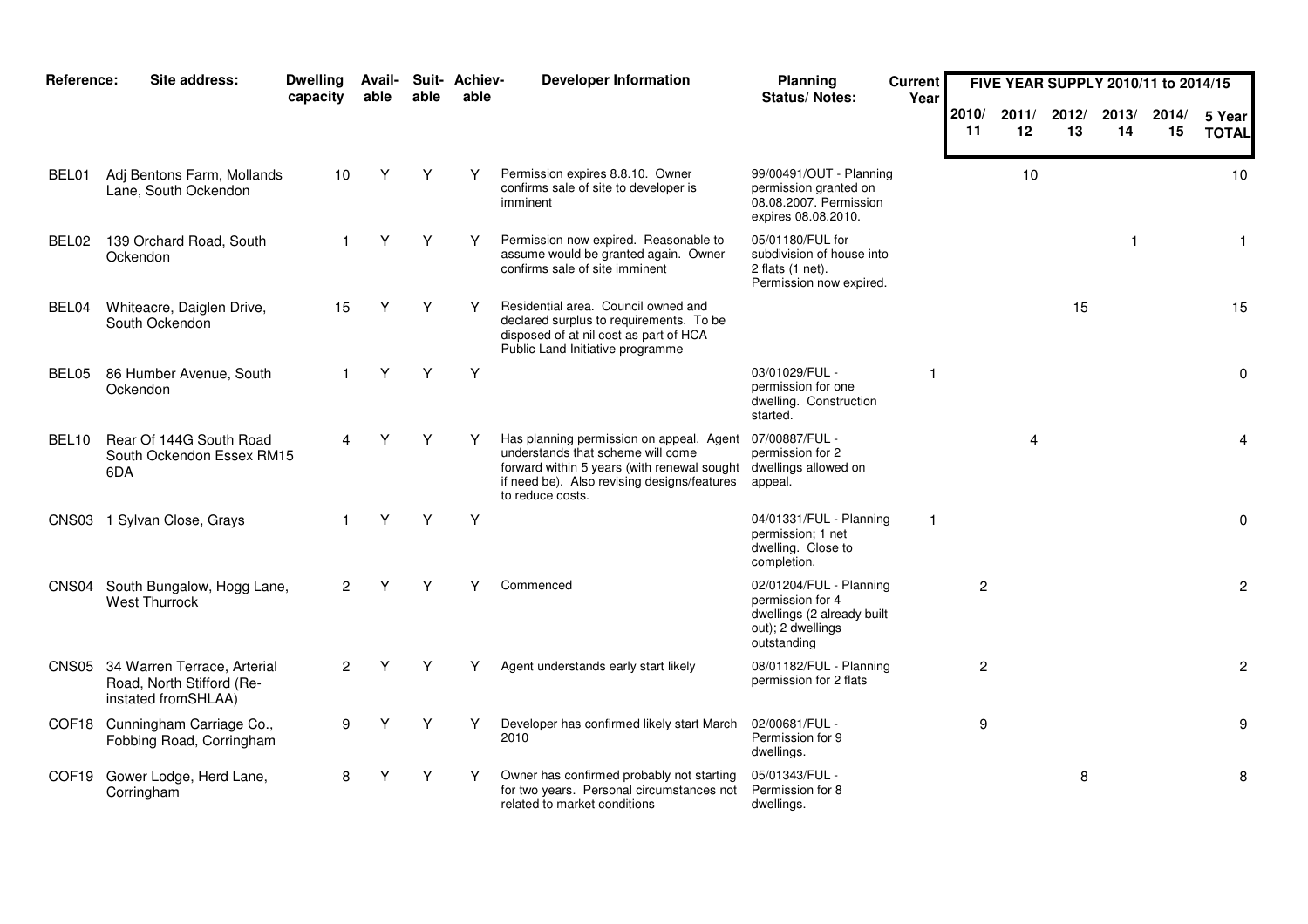| Reference: | Site address: | Dwelling capacity | Avail-able | Suit-able | Achiev-able | Developer Information | Planning Status/ Notes: | Current Year | FIVE YEAR SUPPLY 2010/11 to 2014/15 | | | | | |
|---|---|---|---|---|---|---|---|---|---|---|---|---|---|---|
| | | | | | | | | | 2010/ 11 | 2011/ 12 | 2012/ 13 | 2013/ 14 | 2014/ 15 | 5 Year TOTAL |
| BEL01 | Adj Bentons Farm, Mollands Lane, South Ockendon | 10 | Y | Y | Y | Permission expires 8.8.10. Owner confirms sale of site to developer is imminent | 99/00491/OUT - Planning permission granted on 08.08.2007. Permission expires 08.08.2010. | | | 10 | | | | 10 |
| BEL02 | 139 Orchard Road, South Ockendon | 1 | Y | Y | Y | Permission now expired. Reasonable to assume would be granted again. Owner confirms sale of site imminent | 05/01180/FUL for subdivision of house into 2 flats (1 net). Permission now expired. | | | | | 1 | | 1 |
| BEL04 | Whiteacre, Daiglen Drive, South Ockendon | 15 | Y | Y | Y | Residential area. Council owned and declared surplus to requirements. To be disposed of at nil cost as part of HCA Public Land Initiative programme | | | | | 15 | | | 15 |
| BEL05 | 86 Humber Avenue, South Ockendon | 1 | Y | Y | Y | | 03/01029/FUL - permission for one dwelling. Construction started. | 1 | | | | | | 0 |
| BEL10 | Rear Of 144G South Road South Ockendon Essex RM15 6DA | 4 | Y | Y | Y | Has planning permission on appeal. Agent understands that scheme will come forward within 5 years (with renewal sought if need be). Also revising designs/features to reduce costs. | 07/00887/FUL - permission for 2 dwellings allowed on appeal. | | | 4 | | | | 4 |
| CNS03 | 1 Sylvan Close, Grays | 1 | Y | Y | Y | | 04/01331/FUL - Planning permission; 1 net dwelling. Close to completion. | 1 | | | | | | 0 |
| CNS04 | South Bungalow, Hogg Lane, West Thurrock | 2 | Y | Y | Y | Commenced | 02/01204/FUL - Planning permission for 4 dwellings (2 already built out); 2 dwellings outstanding | | 2 | | | | | 2 |
| CNS05 | 34 Warren Terrace, Arterial Road, North Stifford (Re-instated fromSHLAA) | 2 | Y | Y | Y | Agent understands early start likely | 08/01182/FUL - Planning permission for 2 flats | | 2 | | | | | 2 |
| COF18 | Cunningham Carriage Co., Fobbing Road, Corringham | 9 | Y | Y | Y | Developer has confirmed likely start March 2010 | 02/00681/FUL - Permission for 9 dwellings. | | 9 | | | | | 9 |
| COF19 | Gower Lodge, Herd Lane, Corringham | 8 | Y | Y | Y | Owner has confirmed probably not starting for two years. Personal circumstances not related to market conditions | 05/01343/FUL - Permission for 8 dwellings. | | | | 8 | | | 8 |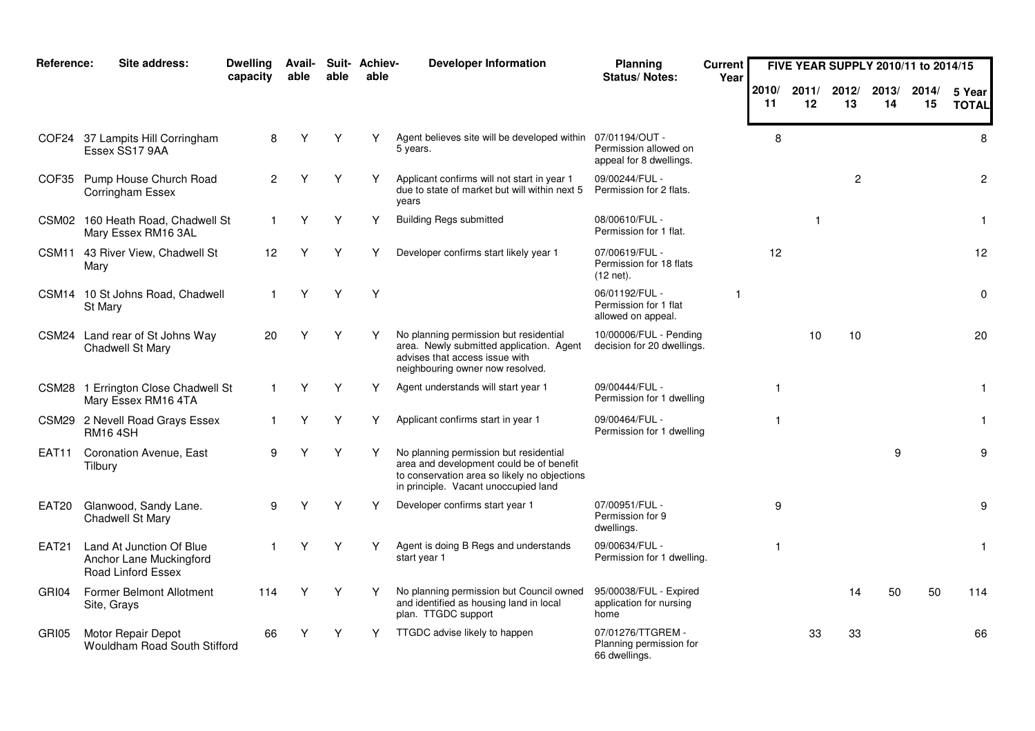| Reference: | Site address: | Dwelling capacity | Available | Suitable | Achievable | Developer Information | Planning Status/ Notes: | Current Year | FIVE YEAR SUPPLY 2010/11 to 2014/15 | | | | | |
|---|---|---|---|---|---|---|---|---|---|---|---|---|---|---|
| | | | | | | | | | 2010/ 11 | 2011/ 12 | 2012/ 13 | 2013/ 14 | 2014/ 15 | 5 Year TOTAL |
| COF24 | 37 Lampits Hill Corringham Essex SS17 9AA | 8 | Y | Y | Y | Agent believes site will be developed within 5 years. | 07/01194/OUT - Permission allowed on appeal for 8 dwellings. | | 8 | | | | | 8 |
| COF35 | Pump House Church Road Corringham Essex | 2 | Y | Y | Y | Applicant confirms will not start in year 1 due to state of market but will within next 5 years | 09/00244/FUL - Permission for 2 flats. | | | | 2 | | | 2 |
| CSM02 | 160 Heath Road, Chadwell St Mary Essex RM16 3AL | 1 | Y | Y | Y | Building Regs submitted | 08/00610/FUL - Permission for 1 flat. | | | 1 | | | | 1 |
| CSM11 | 43 River View, Chadwell St Mary | 12 | Y | Y | Y | Developer confirms start likely year 1 | 07/00619/FUL - Permission for 18 flats (12 net). | | 12 | | | | | 12 |
| CSM14 | 10 St Johns Road, Chadwell St Mary | 1 | Y | Y | Y | | 06/01192/FUL - Permission for 1 flat allowed on appeal. | 1 | | | | | | 0 |
| CSM24 | Land rear of St Johns Way Chadwell St Mary | 20 | Y | Y | Y | No planning permission but residential area. Newly submitted application. Agent advises that access issue with neighbouring owner now resolved. | 10/00006/FUL - Pending decision for 20 dwellings. | | | 10 | 10 | | | 20 |
| CSM28 | 1 Errington Close Chadwell St Mary Essex RM16 4TA | 1 | Y | Y | Y | Agent understands will start year 1 | 09/00444/FUL - Permission for 1 dwelling | | 1 | | | | | 1 |
| CSM29 | 2 Nevell Road Grays Essex RM16 4SH | 1 | Y | Y | Y | Applicant confirms start in year 1 | 09/00464/FUL - Permission for 1 dwelling | | 1 | | | | | 1 |
| EAT11 | Coronation Avenue, East Tilbury | 9 | Y | Y | Y | No planning permission but residential area and development could be of benefit to conservation area so likely no objections in principle. Vacant unoccupied land | | | | | | 9 | | 9 |
| EAT20 | Glanwood, Sandy Lane. Chadwell St Mary | 9 | Y | Y | Y | Developer confirms start year 1 | 07/00951/FUL - Permission for 9 dwellings. | | 9 | | | | | 9 |
| EAT21 | Land At Junction Of Blue Anchor Lane Muckingford Road Linford Essex | 1 | Y | Y | Y | Agent is doing B Regs and understands start year 1 | 09/00634/FUL - Permission for 1 dwelling. | | 1 | | | | | 1 |
| GRI04 | Former Belmont Allotment Site, Grays | 114 | Y | Y | Y | No planning permission but Council owned and identified as housing land in local plan. TTGDC support | 95/00038/FUL - Expired application for nursing home | | | | 14 | 50 | 50 | 114 |
| GRI05 | Motor Repair Depot Wouldham Road South Stifford | 66 | Y | Y | Y | TTGDC advise likely to happen | 07/01276/TTGREM - Planning permission for 66 dwellings. | | | 33 | 33 | | | 66 |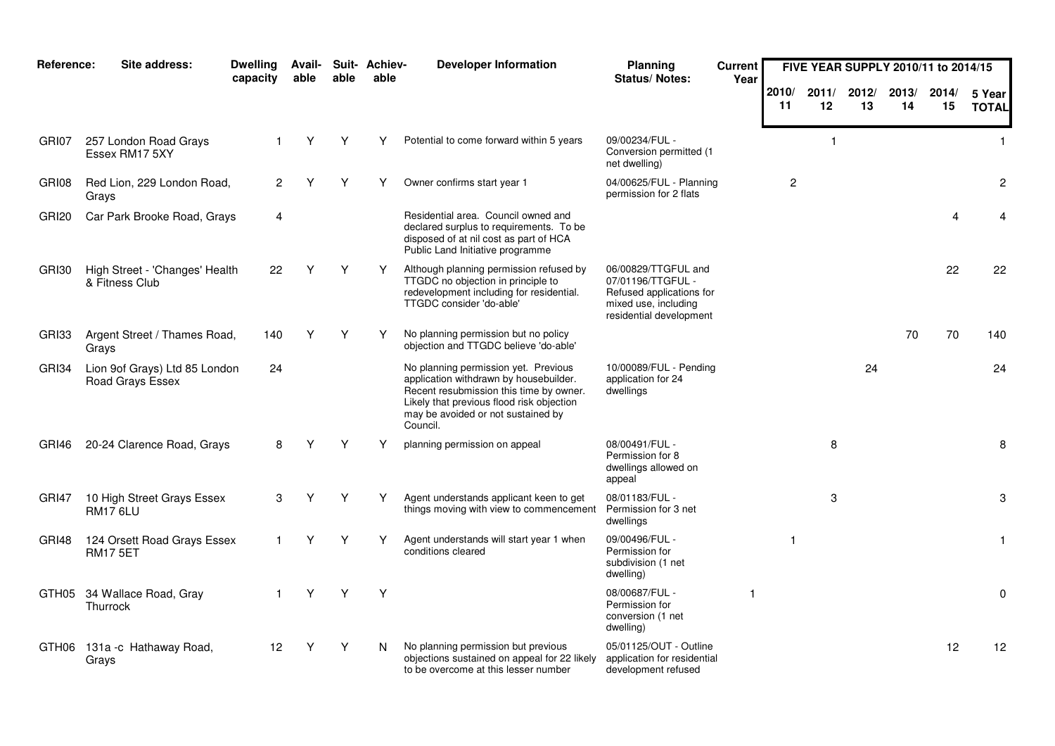| Reference: | Site address: | Dwelling capacity | Available | Suitable | Achievable | Developer Information | Planning Status/ Notes: | Current Year | FIVE YEAR SUPPLY 2010/11 to 2014/15 | | | | | |
|---|---|---|---|---|---|---|---|---|---|---|---|---|---|---|
| | | | | | | | | | 2010/11 | 2011/12 | 2012/13 | 2013/14 | 2014/15 | 5 Year TOTAL |
| GRI07 | 257 London Road Grays Essex RM17 5XY | 1 | Y | Y | Y | Potential to come forward within 5 years | 09/00234/FUL - Conversion permitted (1 net dwelling) | | | 1 | | | | 1 |
| GRI08 | Red Lion, 229 London Road, Grays | 2 | Y | Y | Y | Owner confirms start year 1 | 04/00625/FUL - Planning permission for 2 flats | | 2 | | | | | 2 |
| GRI20 | Car Park Brooke Road, Grays | 4 | | | | Residential area. Council owned and declared surplus to requirements. To be disposed of at nil cost as part of HCA Public Land Initiative programme | | | | | | | 4 | 4 |
| GRI30 | High Street - 'Changes' Health & Fitness Club | 22 | Y | Y | Y | Although planning permission refused by TTGDC no objection in principle to redevelopment including for residential. TTGDC consider 'do-able' | 06/00829/TTGFUL and 07/01196/TTGFUL - Refused applications for mixed use, including residential development | | | | | | 22 | 22 |
| GRI33 | Argent Street / Thames Road, Grays | 140 | Y | Y | Y | No planning permission but no policy objection and TTGDC believe 'do-able' | | | | | | 70 | 70 | 140 |
| GRI34 | Lion 9of Grays) Ltd 85 London Road Grays Essex | 24 | | | | No planning permission yet. Previous application withdrawn by housebuilder. Recent resubmission this time by owner. Likely that previous flood risk objection may be avoided or not sustained by Council. | 10/00089/FUL - Pending application for 24 dwellings | | | | 24 | | | 24 |
| GRI46 | 20-24 Clarence Road, Grays | 8 | Y | Y | Y | planning permission on appeal | 08/00491/FUL - Permission for 8 dwellings allowed on appeal | | | 8 | | | | 8 |
| GRI47 | 10 High Street Grays Essex RM17 6LU | 3 | Y | Y | Y | Agent understands applicant keen to get things moving with view to commencement | 08/01183/FUL - Permission for 3 net dwellings | | | 3 | | | | 3 |
| GRI48 | 124 Orsett Road Grays Essex RM17 5ET | 1 | Y | Y | Y | Agent understands will start year 1 when conditions cleared | 09/00496/FUL - Permission for subdivision (1 net dwelling) | | 1 | | | | | 1 |
| GTH05 | 34 Wallace Road, Gray Thurrock | 1 | Y | Y | Y | | 08/00687/FUL - Permission for conversion (1 net dwelling) | 1 | | | | | | 0 |
| GTH06 | 131a -c Hathaway Road, Grays | 12 | Y | Y | N | No planning permission but previous objections sustained on appeal for 22 likely to be overcome at this lesser number | 05/01125/OUT - Outline application for residential development refused | | | | | | 12 | 12 |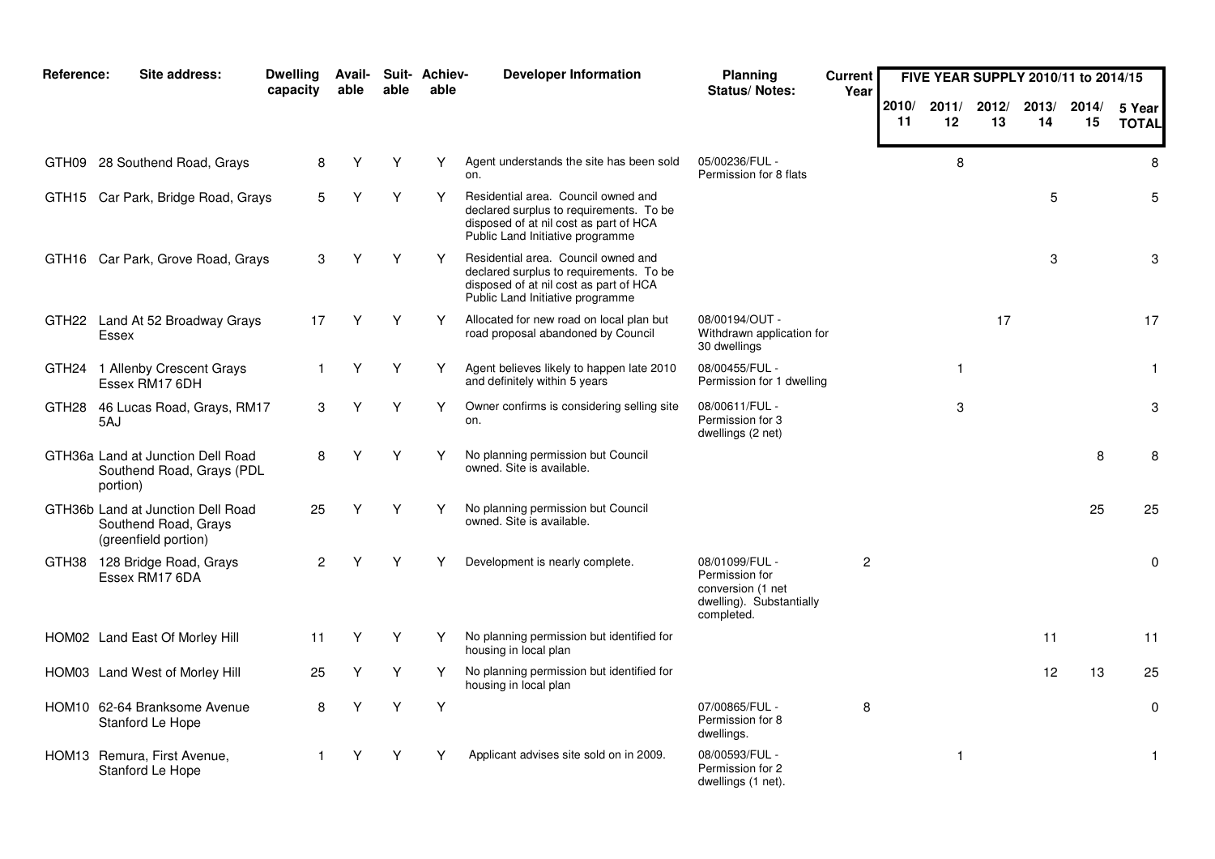| Reference: | Site address: | Dwelling capacity | Avail-able | Suit-able | Achiev-able | Developer Information | Planning Status/ Notes: | Current Year | FIVE YEAR SUPPLY 2010/11 to 2014/15 | | | | | |
|---|---|---|---|---|---|---|---|---|---|---|---|---|---|---|
| | | | | | | | | | 2010/ 11 | 2011/ 12 | 2012/ 13 | 2013/ 14 | 2014/ 15 | 5 Year TOTAL |
| GTH09 | 28 Southend Road, Grays | 8 | Y | Y | Y | Agent understands the site has been sold on. | 05/00236/FUL - Permission for 8 flats | | | 8 | | | | 8 |
| GTH15 | Car Park, Bridge Road, Grays | 5 | Y | Y | Y | Residential area. Council owned and declared surplus to requirements. To be disposed of at nil cost as part of HCA Public Land Initiative programme | | | | | | 5 | | 5 |
| GTH16 | Car Park, Grove Road, Grays | 3 | Y | Y | Y | Residential area. Council owned and declared surplus to requirements. To be disposed of at nil cost as part of HCA Public Land Initiative programme | | | | | | 3 | | 3 |
| GTH22 | Land At 52 Broadway Grays Essex | 17 | Y | Y | Y | Allocated for new road on local plan but road proposal abandoned by Council | 08/00194/OUT - Withdrawn application for 30 dwellings | | | | 17 | | | 17 |
| GTH24 | 1 Allenby Crescent Grays Essex RM17 6DH | 1 | Y | Y | Y | Agent believes likely to happen late 2010 and definitely within 5 years | 08/00455/FUL - Permission for 1 dwelling | | | 1 | | | | 1 |
| GTH28 | 46 Lucas Road, Grays, RM17 5AJ | 3 | Y | Y | Y | Owner confirms is considering selling site on. | 08/00611/FUL - Permission for 3 dwellings (2 net) | | | 3 | | | | 3 |
| GTH36a | Land at Junction Dell Road Southend Road, Grays (PDL portion) | 8 | Y | Y | Y | No planning permission but Council owned. Site is available. | | | | | | | 8 | 8 |
| GTH36b | Land at Junction Dell Road Southend Road, Grays (greenfield portion) | 25 | Y | Y | Y | No planning permission but Council owned. Site is available. | | | | | | | 25 | 25 |
| GTH38 | 128 Bridge Road, Grays Essex RM17 6DA | 2 | Y | Y | Y | Development is nearly complete. | 08/01099/FUL - Permission for conversion (1 net dwelling). Substantially completed. | 2 | | | | | | 0 |
| HOM02 | Land East Of Morley Hill | 11 | Y | Y | Y | No planning permission but identified for housing in local plan | | | | | | 11 | | 11 |
| HOM03 | Land West of Morley Hill | 25 | Y | Y | Y | No planning permission but identified for housing in local plan | | | | | | 12 | 13 | 25 |
| HOM10 | 62-64 Branksome Avenue Stanford Le Hope | 8 | Y | Y | Y | | 07/00865/FUL - Permission for 8 dwellings. | 8 | | | | | | 0 |
| HOM13 | Remura, First Avenue, Stanford Le Hope | 1 | Y | Y | Y | Applicant advises site sold on in 2009. | 08/00593/FUL - Permission for 2 dwellings (1 net). | | | 1 | | | | 1 |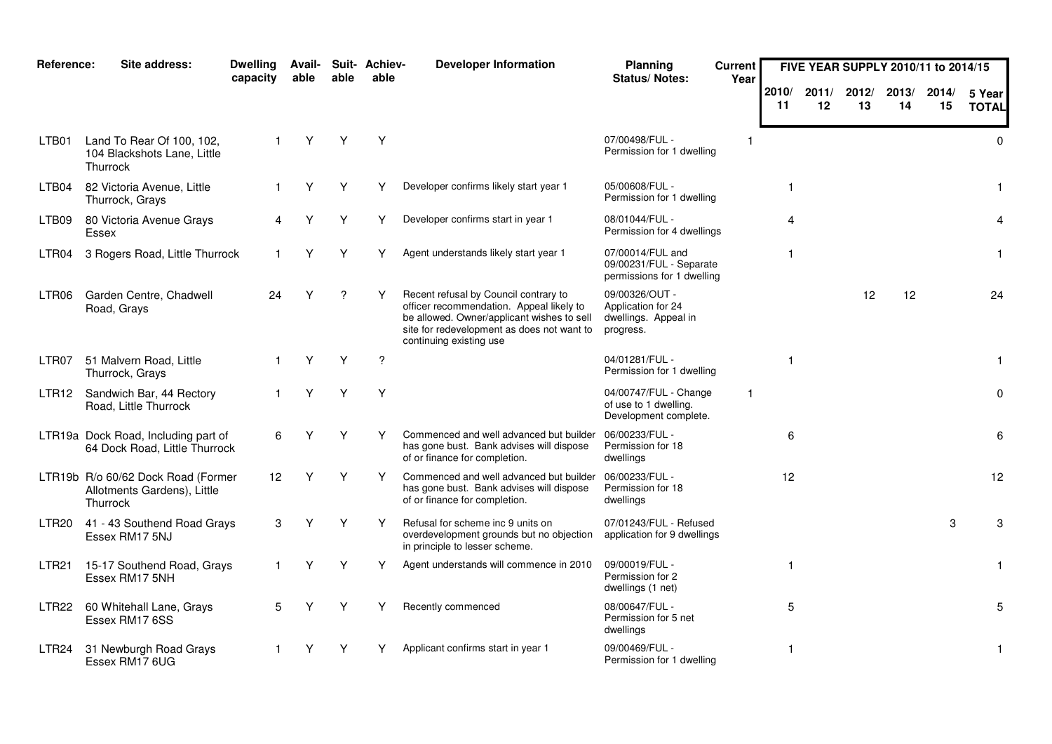| Reference: | Site address: | Dwelling capacity | Avail-able | Suit-able | Achiev-able | Developer Information | Planning Status/ Notes: | Current Year | FIVE YEAR SUPPLY 2010/11 to 2014/15 | | | | | |
|---|---|---|---|---|---|---|---|---|---|---|---|---|---|---|
| | | | | | | | | | 2010/ 11 | 2011/ 12 | 2012/ 13 | 2013/ 14 | 2014/ 15 | 5 Year TOTAL |
| LTB01 | Land To Rear Of 100, 102, 104 Blackshots Lane, Little Thurrock | 1 | Y | Y | Y | | 07/00498/FUL - Permission for 1 dwelling | 1 | | | | | | 0 |
| LTB04 | 82 Victoria Avenue, Little Thurrock, Grays | 1 | Y | Y | Y | Developer confirms likely start year 1 | 05/00608/FUL - Permission for 1 dwelling | | 1 | | | | | 1 |
| LTB09 | 80 Victoria Avenue Grays Essex | 4 | Y | Y | Y | Developer confirms start in year 1 | 08/01044/FUL - Permission for 4 dwellings | | 4 | | | | | 4 |
| LTR04 | 3 Rogers Road, Little Thurrock | 1 | Y | Y | Y | Agent understands likely start year 1 | 07/00014/FUL and 09/00231/FUL - Separate permissions for 1 dwelling | | 1 | | | | | 1 |
| LTR06 | Garden Centre, Chadwell Road, Grays | 24 | Y | ? | Y | Recent refusal by Council contrary to officer recommendation. Appeal likely to be allowed. Owner/applicant wishes to sell site for redevelopment as does not want to continuing existing use | 09/00326/OUT - Application for 24 dwellings. Appeal in progress. | | | | 12 | 12 | | 24 |
| LTR07 | 51 Malvern Road, Little Thurrock, Grays | 1 | Y | Y | ? | | 04/01281/FUL - Permission for 1 dwelling | | 1 | | | | | 1 |
| LTR12 | Sandwich Bar, 44 Rectory Road, Little Thurrock | 1 | Y | Y | Y | | 04/00747/FUL - Change of use to 1 dwelling. Development complete. | 1 | | | | | | 0 |
| LTR19a | Dock Road, Including part of 64 Dock Road, Little Thurrock | 6 | Y | Y | Y | Commenced and well advanced but builder has gone bust. Bank advises will dispose of or finance for completion. | 06/00233/FUL - Permission for 18 dwellings | | 6 | | | | | 6 |
| LTR19b | R/o 60/62 Dock Road (Former Allotments Gardens), Little Thurrock | 12 | Y | Y | Y | Commenced and well advanced but builder has gone bust. Bank advises will dispose of or finance for completion. | 06/00233/FUL - Permission for 18 dwellings | | 12 | | | | | 12 |
| LTR20 | 41 - 43 Southend Road Grays Essex RM17 5NJ | 3 | Y | Y | Y | Refusal for scheme inc 9 units on overdevelopment grounds but no objection in principle to lesser scheme. | 07/01243/FUL - Refused application for 9 dwellings | | | | | | 3 | 3 |
| LTR21 | 15-17 Southend Road, Grays Essex RM17 5NH | 1 | Y | Y | Y | Agent understands will commence in 2010 | 09/00019/FUL - Permission for 2 dwellings (1 net) | | 1 | | | | | 1 |
| LTR22 | 60 Whitehall Lane, Grays Essex RM17 6SS | 5 | Y | Y | Y | Recently commenced | 08/00647/FUL - Permission for 5 net dwellings | | 5 | | | | | 5 |
| LTR24 | 31 Newburgh Road Grays Essex RM17 6UG | 1 | Y | Y | Y | Applicant confirms start in year 1 | 09/00469/FUL - Permission for 1 dwelling | | 1 | | | | | 1 |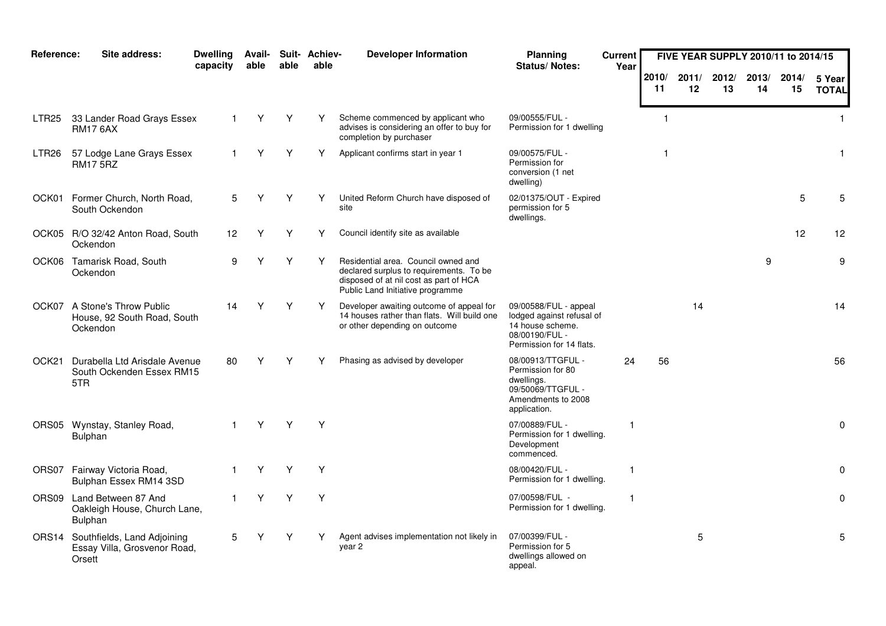| Reference: | Site address: | Dwelling capacity | Avail-able | Suit-able | Achiev-able | Developer Information | Planning Status/ Notes: | Current Year | FIVE YEAR SUPPLY 2010/11 to 2014/15 | | | | | |
|---|---|---|---|---|---|---|---|---|---|---|---|---|---|---|
| | | | | | | | | | 2010/ 11 | 2011/ 12 | 2012/ 13 | 2013/ 14 | 2014/ 15 | 5 Year TOTAL |
| LTR25 | 33 Lander Road Grays Essex RM17 6AX | 1 | Y | Y | Y | Scheme commenced by applicant who advises is considering an offer to buy for completion by purchaser | 09/00555/FUL - Permission for 1 dwelling | | 1 | | | | | 1 |
| LTR26 | 57 Lodge Lane Grays Essex RM17 5RZ | 1 | Y | Y | Y | Applicant confirms start in year 1 | 09/00575/FUL - Permission for conversion (1 net dwelling) | | 1 | | | | | 1 |
| OCK01 | Former Church, North Road, South Ockendon | 5 | Y | Y | Y | United Reform Church have disposed of site | 02/01375/OUT - Expired permission for 5 dwellings. | | | | | | 5 | 5 |
| OCK05 | R/O 32/42 Anton Road, South Ockendon | 12 | Y | Y | Y | Council identify site as available | | | | | | | 12 | 12 |
| OCK06 | Tamarisk Road, South Ockendon | 9 | Y | Y | Y | Residential area. Council owned and declared surplus to requirements. To be disposed of at nil cost as part of HCA Public Land Initiative programme | | | | | | 9 | | 9 |
| OCK07 | A Stone's Throw Public House, 92 South Road, South Ockendon | 14 | Y | Y | Y | Developer awaiting outcome of appeal for 14 houses rather than flats. Will build one or other depending on outcome | 09/00588/FUL - appeal lodged against refusal of 14 house scheme. 08/00190/FUL - Permission for 14 flats. | | | 14 | | | | 14 |
| OCK21 | Durabella Ltd Arisdale Avenue South Ockenden Essex RM15 5TR | 80 | Y | Y | Y | Phasing as advised by developer | 08/00913/TTGFUL - Permission for 80 dwellings. 09/50069/TTGFUL - Amendments to 2008 application. | 24 | 56 | | | | | 56 |
| ORS05 | Wynstay, Stanley Road, Bulphan | 1 | Y | Y | Y | | 07/00889/FUL - Permission for 1 dwelling. Development commenced. | 1 | | | | | | 0 |
| ORS07 | Fairway Victoria Road, Bulphan Essex RM14 3SD | 1 | Y | Y | Y | | 08/00420/FUL - Permission for 1 dwelling. | 1 | | | | | | 0 |
| ORS09 | Land Between 87 And Oakleigh House, Church Lane, Bulphan | 1 | Y | Y | Y | | 07/00598/FUL - Permission for 1 dwelling. | 1 | | | | | | 0 |
| ORS14 | Southfields, Land Adjoining Essay Villa, Grosvenor Road, Orsett | 5 | Y | Y | Y | Agent advises implementation not likely in year 2 | 07/00399/FUL - Permission for 5 dwellings allowed on appeal. | | | 5 | | | | 5 |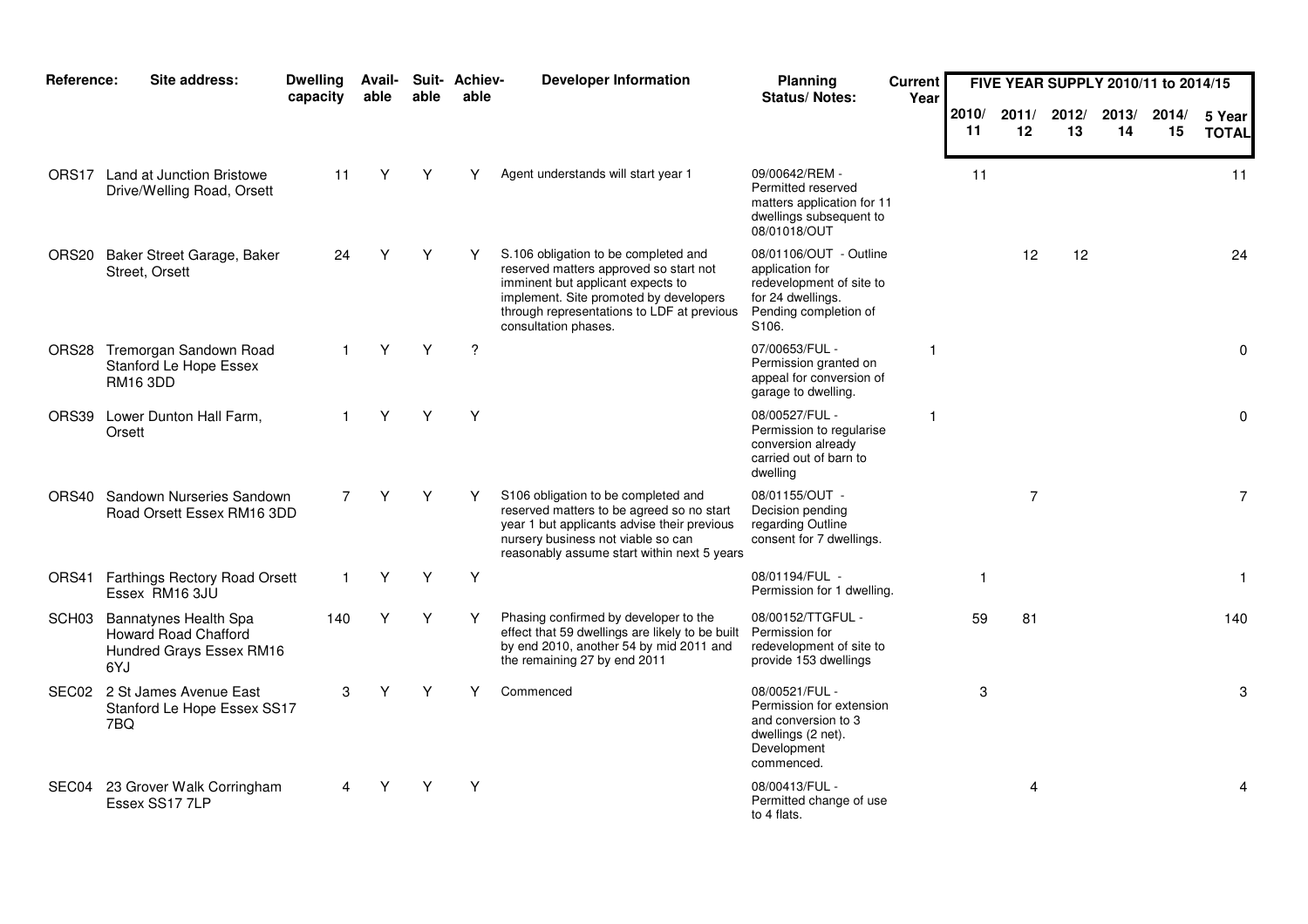| Reference: | Site address: | Dwelling capacity | Available | Suitable | Achievable | Developer Information | Planning Status/ Notes: | Current Year | FIVE YEAR SUPPLY 2010/11 to 2014/15 | | | | | |
|---|---|---|---|---|---|---|---|---|---|---|---|---|---|---|
| | | | | | | | | | 2010/11 | 2011/12 | 2012/13 | 2013/14 | 2014/15 | 5 Year TOTAL |
| ORS17 | Land at Junction Bristowe Drive/Welling Road, Orsett | 11 | Y | Y | Y | Agent understands will start year 1 | 09/00642/REM - Permitted reserved matters application for 11 dwellings subsequent to 08/01018/OUT | | 11 | | | | | 11 |
| ORS20 | Baker Street Garage, Baker Street, Orsett | 24 | Y | Y | Y | S.106 obligation to be completed and reserved matters approved so start not imminent but applicant expects to implement. Site promoted by developers through representations to LDF at previous consultation phases. | 08/01106/OUT - Outline application for redevelopment of site to for 24 dwellings. Pending completion of S106. | | | 12 | 12 | | | 24 |
| ORS28 | Tremorgan Sandown Road Stanford Le Hope Essex RM16 3DD | 1 | Y | Y | ? | | 07/00653/FUL - Permission granted on appeal for conversion of garage to dwelling. | 1 | | | | | | 0 |
| ORS39 | Lower Dunton Hall Farm, Orsett | 1 | Y | Y | Y | | 08/00527/FUL - Permission to regularise conversion already carried out of barn to dwelling | 1 | | | | | | 0 |
| ORS40 | Sandown Nurseries Sandown Road Orsett Essex RM16 3DD | 7 | Y | Y | Y | S106 obligation to be completed and reserved matters to be agreed so no start year 1 but applicants advise their previous nursery business not viable so can reasonably assume start within next 5 years | 08/01155/OUT - Decision pending regarding Outline consent for 7 dwellings. | | | 7 | | | | 7 |
| ORS41 | Farthings Rectory Road Orsett Essex RM16 3JU | 1 | Y | Y | Y | | 08/01194/FUL - Permission for 1 dwelling. | | 1 | | | | | 1 |
| SCH03 | Bannatynes Health Spa Howard Road Chafford Hundred Grays Essex RM16 6YJ | 140 | Y | Y | Y | Phasing confirmed by developer to the effect that 59 dwellings are likely to be built by end 2010, another 54 by mid 2011 and the remaining 27 by end 2011 | 08/00152/TTGFUL - Permission for redevelopment of site to provide 153 dwellings | | 59 | 81 | | | | 140 |
| SEC02 | 2 St James Avenue East Stanford Le Hope Essex SS17 7BQ | 3 | Y | Y | Y | Commenced | 08/00521/FUL - Permission for extension and conversion to 3 dwellings (2 net). Development commenced. | | 3 | | | | | 3 |
| SEC04 | 23 Grover Walk Corringham Essex SS17 7LP | 4 | Y | Y | Y | | 08/00413/FUL - Permitted change of use to 4 flats. | | | 4 | | | | 4 |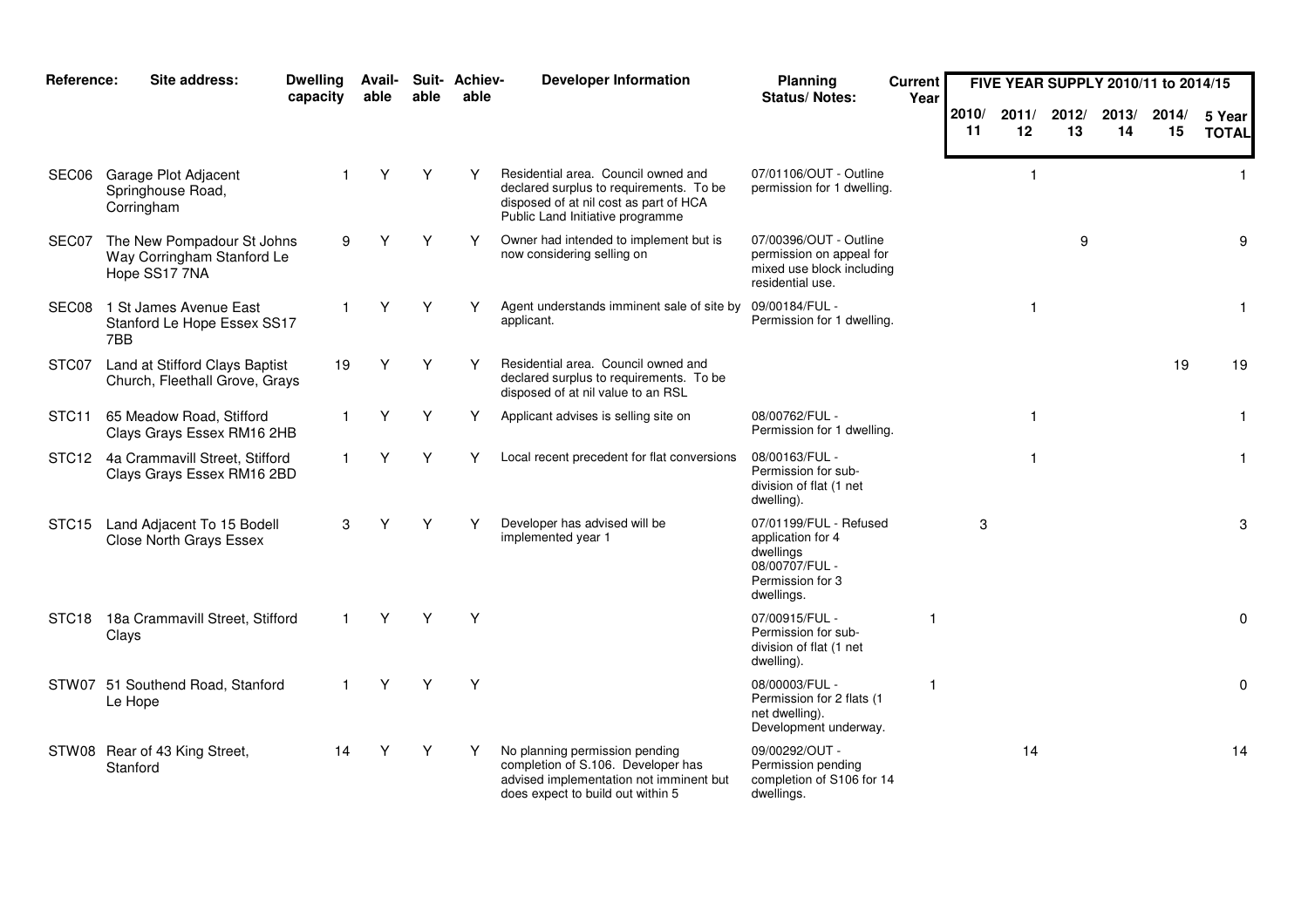| Reference: | Site address: | Dwelling capacity | Avail-able | Suit-able | Achiev-able | Developer Information | Planning Status/ Notes: | Current Year | FIVE YEAR SUPPLY 2010/11 to 2014/15 | | | | | |
|---|---|---|---|---|---|---|---|---|---|---|---|---|---|---|
| | | | | | | | | | 2010/ 11 | 2011/ 12 | 2012/ 13 | 2013/ 14 | 2014/ 15 | 5 Year TOTAL |
| SEC06 | Garage Plot Adjacent Springhouse Road, Corringham | 1 | Y | Y | Y | Residential area. Council owned and declared surplus to requirements. To be disposed of at nil cost as part of HCA Public Land Initiative programme | 07/01106/OUT - Outline permission for 1 dwelling. | | | 1 | | | | 1 |
| SEC07 | The New Pompadour St Johns Way Corringham Stanford Le Hope SS17 7NA | 9 | Y | Y | Y | Owner had intended to implement but is now considering selling on | 07/00396/OUT - Outline permission on appeal for mixed use block including residential use. | | | | 9 | | | 9 |
| SEC08 | 1 St James Avenue East Stanford Le Hope Essex SS17 7BB | 1 | Y | Y | Y | Agent understands imminent sale of site by applicant. | 09/00184/FUL - Permission for 1 dwelling. | | | 1 | | | | 1 |
| STC07 | Land at Stifford Clays Baptist Church, Fleethall Grove, Grays | 19 | Y | Y | Y | Residential area. Council owned and declared surplus to requirements. To be disposed of at nil value to an RSL | | | | | | | 19 | 19 |
| STC11 | 65 Meadow Road, Stifford Clays Grays Essex RM16 2HB | 1 | Y | Y | Y | Applicant advises is selling site on | 08/00762/FUL - Permission for 1 dwelling. | | | 1 | | | | 1 |
| STC12 | 4a Crammavill Street, Stifford Clays Grays Essex RM16 2BD | 1 | Y | Y | Y | Local recent precedent for flat conversions | 08/00163/FUL - Permission for sub-division of flat (1 net dwelling). | | | 1 | | | | 1 |
| STC15 | Land Adjacent To 15 Bodell Close North Grays Essex | 3 | Y | Y | Y | Developer has advised will be implemented year 1 | 07/01199/FUL - Refused application for 4 dwellings 08/00707/FUL - Permission for 3 dwellings. | | 3 | | | | | 3 |
| STC18 | 18a Crammavill Street, Stifford Clays | 1 | Y | Y | Y | | 07/00915/FUL - Permission for sub-division of flat (1 net dwelling). | 1 | | | | | | 0 |
| STW07 | 51 Southend Road, Stanford Le Hope | 1 | Y | Y | Y | | 08/00003/FUL - Permission for 2 flats (1 net dwelling). Development underway. | 1 | | | | | | 0 |
| STW08 | Rear of 43 King Street, Stanford | 14 | Y | Y | Y | No planning permission pending completion of S.106. Developer has advised implementation not imminent but does expect to build out within 5 | 09/00292/OUT - Permission pending completion of S106 for 14 dwellings. | | | 14 | | | | 14 |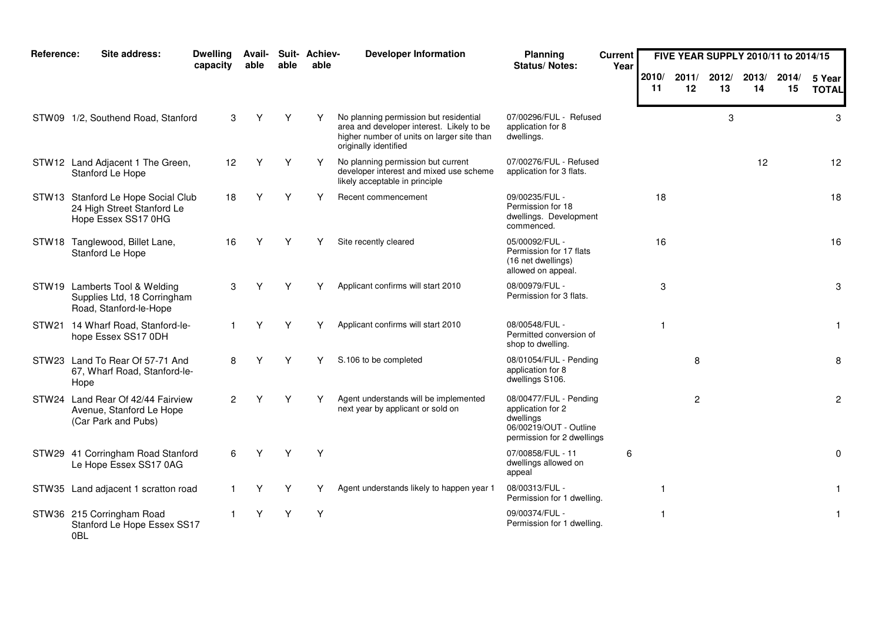| Reference: | Site address: | Dwelling capacity | Available | Suitable | Achievable | Developer Information | Planning Status/ Notes: | Current Year | FIVE YEAR SUPPLY 2010/11 to 2014/15 | | | | | |
|---|---|---|---|---|---|---|---|---|---|---|---|---|---|---|
| | | | | | | | | | 2010/ 11 | 2011/ 12 | 2012/ 13 | 2013/ 14 | 2014/ 15 | 5 Year TOTAL |
| STW09 | 1/2, Southend Road, Stanford | 3 | Y | Y | Y | No planning permission but residential area and developer interest. Likely to be higher number of units on larger site than originally identified | 07/00296/FUL - Refused application for 8 dwellings. | | | | 3 | | | 3 |
| STW12 | Land Adjacent 1 The Green, Stanford Le Hope | 12 | Y | Y | Y | No planning permission but current developer interest and mixed use scheme likely acceptable in principle | 07/00276/FUL - Refused application for 3 flats. | | | | | 12 | | 12 |
| STW13 | Stanford Le Hope Social Club 24 High Street Stanford Le Hope Essex SS17 0HG | 18 | Y | Y | Y | Recent commencement | 09/00235/FUL - Permission for 18 dwellings. Development commenced. | | 18 | | | | | 18 |
| STW18 | Tanglewood, Billet Lane, Stanford Le Hope | 16 | Y | Y | Y | Site recently cleared | 05/00092/FUL - Permission for 17 flats (16 net dwellings) allowed on appeal. | | 16 | | | | | 16 |
| STW19 | Lamberts Tool & Welding Supplies Ltd, 18 Corringham Road, Stanford-le-Hope | 3 | Y | Y | Y | Applicant confirms will start 2010 | 08/00979/FUL - Permission for 3 flats. | | 3 | | | | | 3 |
| STW21 | 14 Wharf Road, Stanford-le-hope Essex SS17 0DH | 1 | Y | Y | Y | Applicant confirms will start 2010 | 08/00548/FUL - Permitted conversion of shop to dwelling. | | 1 | | | | | 1 |
| STW23 | Land To Rear Of 57-71 And 67, Wharf Road, Stanford-le-Hope | 8 | Y | Y | Y | S.106 to be completed | 08/01054/FUL - Pending application for 8 dwellings S106. | | | 8 | | | | 8 |
| STW24 | Land Rear Of 42/44 Fairview Avenue, Stanford Le Hope (Car Park and Pubs) | 2 | Y | Y | Y | Agent understands will be implemented next year by applicant or sold on | 08/00477/FUL - Pending application for 2 dwellings 06/00219/OUT - Outline permission for 2 dwellings | | | 2 | | | | 2 |
| STW29 | 41 Corringham Road Stanford Le Hope Essex SS17 0AG | 6 | Y | Y | Y | | 07/00858/FUL - 11 dwellings allowed on appeal | 6 | | | | | | 0 |
| STW35 | Land adjacent 1 scratton road | 1 | Y | Y | Y | Agent understands likely to happen year 1 | 08/00313/FUL - Permission for 1 dwelling. | | 1 | | | | | 1 |
| STW36 | 215 Corringham Road Stanford Le Hope Essex SS17 0BL | 1 | Y | Y | Y | | 09/00374/FUL - Permission for 1 dwelling. | | 1 | | | | | 1 |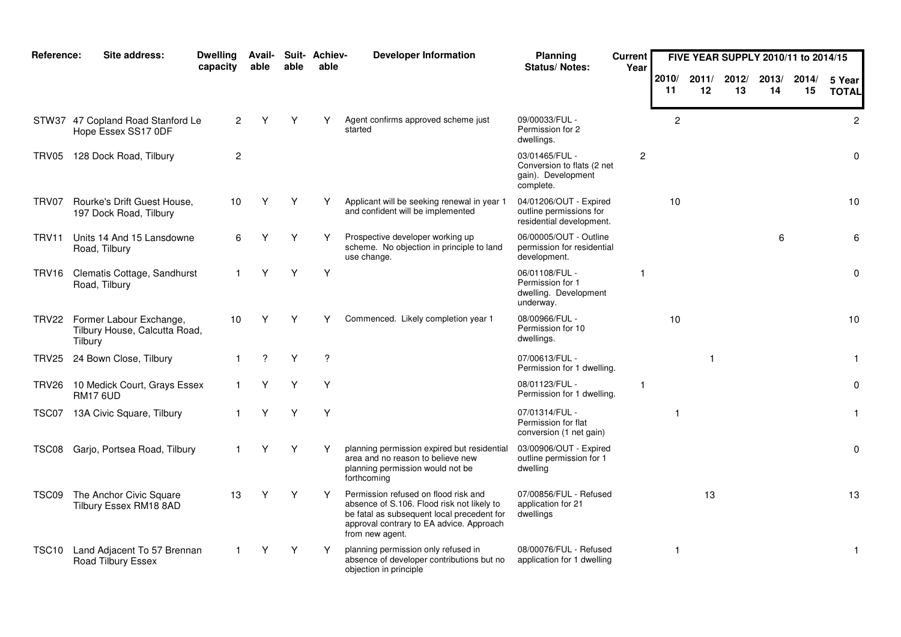| Reference: | Site address: | Dwelling capacity | Avail-able | Suit-able | Achiev-able | Developer Information | Planning Status/ Notes: | Current Year | FIVE YEAR SUPPLY 2010/11 to 2014/15 | | | | | |
|---|---|---|---|---|---|---|---|---|---|---|---|---|---|---|
| | | | | | | | | | 2010/ 11 | 2011/ 12 | 2012/ 13 | 2013/ 14 | 2014/ 15 | 5 Year TOTAL |
| STW37 | 47 Copland Road Stanford Le Hope Essex SS17 0DF | 2 | Y | Y | Y | Agent confirms approved scheme just started | 09/00033/FUL - Permission for 2 dwellings. | | 2 | | | | | 2 |
| TRV05 | 128 Dock Road, Tilbury | 2 | | | | | 03/01465/FUL - Conversion to flats (2 net gain). Development complete. | 2 | | | | | | 0 |
| TRV07 | Rourke's Drift Guest House, 197 Dock Road, Tilbury | 10 | Y | Y | Y | Applicant will be seeking renewal in year 1 and confident will be implemented | 04/01206/OUT - Expired outline permissions for residential development. | | 10 | | | | | 10 |
| TRV11 | Units 14 And 15 Lansdowne Road, Tilbury | 6 | Y | Y | Y | Prospective developer working up scheme. No objection in principle to land use change. | 06/00005/OUT - Outline permission for residential development. | | | | | 6 | | 6 |
| TRV16 | Clematis Cottage, Sandhurst Road, Tilbury | 1 | Y | Y | Y | | 06/01108/FUL - Permission for 1 dwelling. Development underway. | 1 | | | | | | 0 |
| TRV22 | Former Labour Exchange, Tilbury House, Calcutta Road, Tilbury | 10 | Y | Y | Y | Commenced. Likely completion year 1 | 08/00966/FUL - Permission for 10 dwellings. | | 10 | | | | | 10 |
| TRV25 | 24 Bown Close, Tilbury | 1 | ? | Y | ? | | 07/00613/FUL - Permission for 1 dwelling. | | | 1 | | | | 1 |
| TRV26 | 10 Medick Court, Grays Essex RM17 6UD | 1 | Y | Y | Y | | 08/01123/FUL - Permission for 1 dwelling. | 1 | | | | | | 0 |
| TSC07 | 13A Civic Square, Tilbury | 1 | Y | Y | Y | | 07/01314/FUL - Permission for flat conversion (1 net gain) | | 1 | | | | | 1 |
| TSC08 | Garjo, Portsea Road, Tilbury | 1 | Y | Y | Y | planning permission expired but residential area and no reason to believe new planning permission would not be forthcoming | 03/00906/OUT - Expired outline permission for 1 dwelling | | | | | | | 0 |
| TSC09 | The Anchor Civic Square Tilbury Essex RM18 8AD | 13 | Y | Y | Y | Permission refused on flood risk and absence of S.106. Flood risk not likely to be fatal as subsequent local precedent for approval contrary to EA advice. Approach from new agent. | 07/00856/FUL - Refused application for 21 dwellings | | | 13 | | | | 13 |
| TSC10 | Land Adjacent To 57 Brennan Road Tilbury Essex | 1 | Y | Y | Y | planning permission only refused in absence of developer contributions but no objection in principle | 08/00076/FUL - Refused application for 1 dwelling | | 1 | | | | | 1 |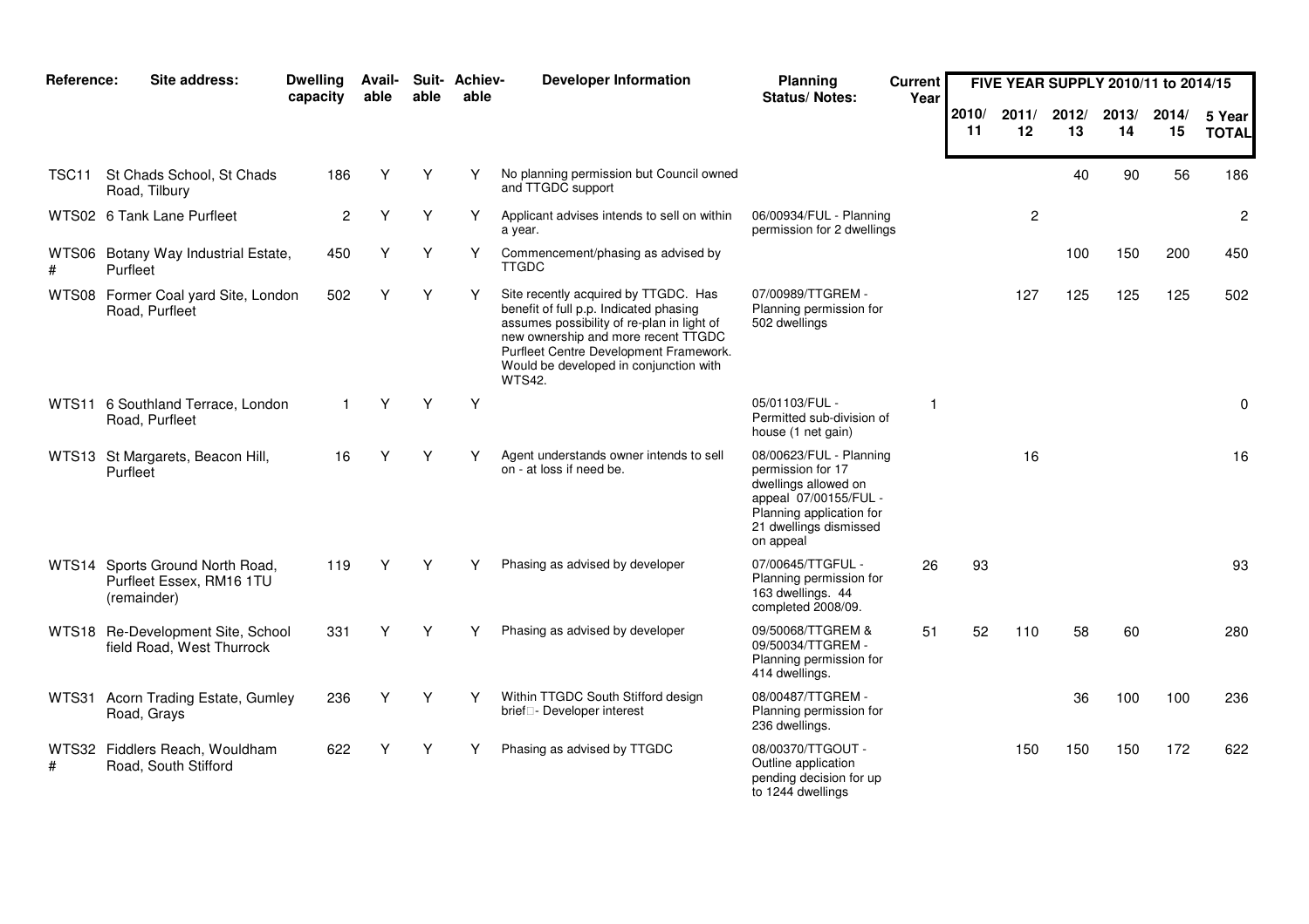| Reference: | Site address: | Dwelling capacity | Avail-able | Suit-able | Achiev-able | Developer Information | Planning Status/ Notes: | Current Year | FIVE YEAR SUPPLY 2010/11 to 2014/15 | | | | | |
|---|---|---|---|---|---|---|---|---|---|---|---|---|---|---|
| | | | | | | | | | 2010/ 11 | 2011/ 12 | 2012/ 13 | 2013/ 14 | 2014/ 15 | 5 Year TOTAL |
| TSC11 | St Chads School, St Chads Road, Tilbury | 186 | Y | Y | Y | No planning permission but Council owned and TTGDC support | | | | | 40 | 90 | 56 | 186 |
| WTS02 | 6 Tank Lane Purfleet | 2 | Y | Y | Y | Applicant advises intends to sell on within a year. | 06/00934/FUL - Planning permission for 2 dwellings | | | 2 | | | | 2 |
| WTS06 # | Botany Way Industrial Estate, Purfleet | 450 | Y | Y | Y | Commencement/phasing as advised by TTGDC | | | | | 100 | 150 | 200 | 450 |
| WTS08 | Former Coal yard Site, London Road, Purfleet | 502 | Y | Y | Y | Site recently acquired by TTGDC. Has benefit of full p.p. Indicated phasing assumes possibility of re-plan in light of new ownership and more recent TTGDC Purfleet Centre Development Framework. Would be developed in conjunction with WTS42. | 07/00989/TTGREM - Planning permission for 502 dwellings | | | 127 | 125 | 125 | 125 | 502 |
| WTS11 | 6 Southland Terrace, London Road, Purfleet | 1 | Y | Y | Y | | 05/01103/FUL - Permitted sub-division of house (1 net gain) | 1 | | | | | | 0 |
| WTS13 | St Margarets, Beacon Hill, Purfleet | 16 | Y | Y | Y | Agent understands owner intends to sell on - at loss if need be. | 08/00623/FUL - Planning permission for 17 dwellings allowed on appeal 07/00155/FUL - Planning application for 21 dwellings dismissed on appeal | | | 16 | | | | 16 |
| WTS14 | Sports Ground North Road, Purfleet Essex, RM16 1TU (remainder) | 119 | Y | Y | Y | Phasing as advised by developer | 07/00645/TTGFUL - Planning permission for 163 dwellings. 44 completed 2008/09. | 26 | 93 | | | | | 93 |
| WTS18 | Re-Development Site, School field Road, West Thurrock | 331 | Y | Y | Y | Phasing as advised by developer | 09/50068/TTGREM & 09/50034/TTGREM - Planning permission for 414 dwellings. | 51 | 52 | 110 | 58 | 60 | | 280 |
| WTS31 | Acorn Trading Estate, Gumley Road, Grays | 236 | Y | Y | Y | Within TTGDC South Stifford design brief - Developer interest | 08/00487/TTGREM - Planning permission for 236 dwellings. | | | | 36 | 100 | 100 | 236 |
| WTS32 # | Fiddlers Reach, Wouldham Road, South Stifford | 622 | Y | Y | Y | Phasing as advised by TTGDC | 08/00370/TTGOUT - Outline application pending decision for up to 1244 dwellings | | | 150 | 150 | 150 | 172 | 622 |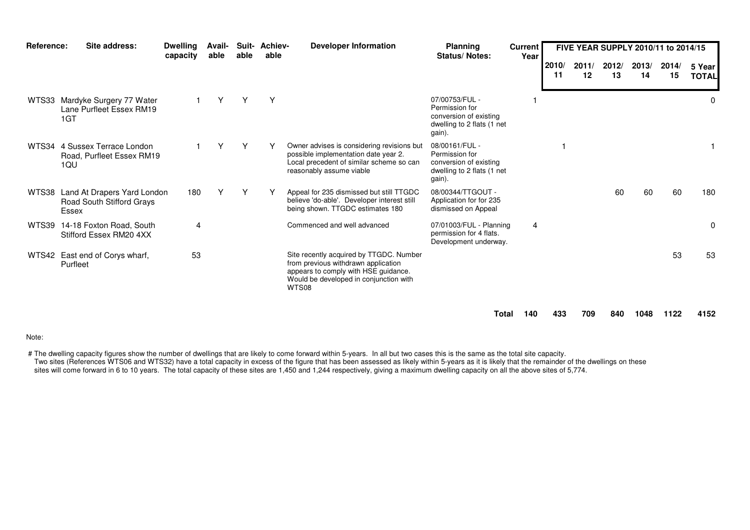| Reference: | Site address: | Dwelling capacity | Avail-able | Suit-able | Achiev-able | Developer Information | Planning Status/ Notes: | Current Year | FIVE YEAR SUPPLY 2010/11 to 2014/15 | | | | | |
|---|---|---|---|---|---|---|---|---|---|---|---|---|---|---|
| | | | | | | | | | 2010/11 | 2011/12 | 2012/13 | 2013/14 | 2014/15 | 5 Year TOTAL |
| WTS33 | Mardyke Surgery 77 Water Lane Purfleet Essex RM19 1GT | 1 | Y | Y | Y | | 07/00753/FUL - Permission for conversion of existing dwelling to 2 flats (1 net gain). | 1 | | | | | | 0 |
| WTS34 | 4 Sussex Terrace London Road, Purfleet Essex RM19 1QU | 1 | Y | Y | Y | Owner advises is considering revisions but possible implementation date year 2. Local precedent of similar scheme so can reasonably assume viable | 08/00161/FUL - Permission for conversion of existing dwelling to 2 flats (1 net gain). | | 1 | | | | | 1 |
| WTS38 | Land At Drapers Yard London Road South Stifford Grays Essex | 180 | Y | Y | Y | Appeal for 235 dismissed but still TTGDC believe 'do-able'. Developer interest still being shown. TTGDC estimates 180 | 08/00344/TTGOUT - Application for for 235 dismissed on Appeal | | | | 60 | 60 | 60 | 180 |
| WTS39 | 14-18 Foxton Road, South Stifford Essex RM20 4XX | 4 | | | | Commenced and well advanced | 07/01003/FUL - Planning permission for 4 flats. Development underway. | 4 | | | | | | 0 |
| WTS42 | East end of Corys wharf, Purfleet | 53 | | | | Site recently acquired by TTGDC. Number from previous withdrawn application appears to comply with HSE guidance. Would be developed in conjunction with WTS08 | | | | | | | 53 | 53 |
| | | | | | | | Total | 140 | 433 | 709 | 840 | 1048 | 1122 | 4152 |

Note:

# The dwelling capacity figures show the number of dwellings that are likely to come forward within 5-years. In all but two cases this is the same as the total site capacity.
Two sites (References WTS06 and WTS32) have a total capacity in excess of the figure that has been assessed as likely within 5-years as it is likely that the remainder of the dwellings on these sites will come forward in 6 to 10 years. The total capacity of these sites are 1,450 and 1,244 respectively, giving a maximum dwelling capacity on all the above sites of 5,774.